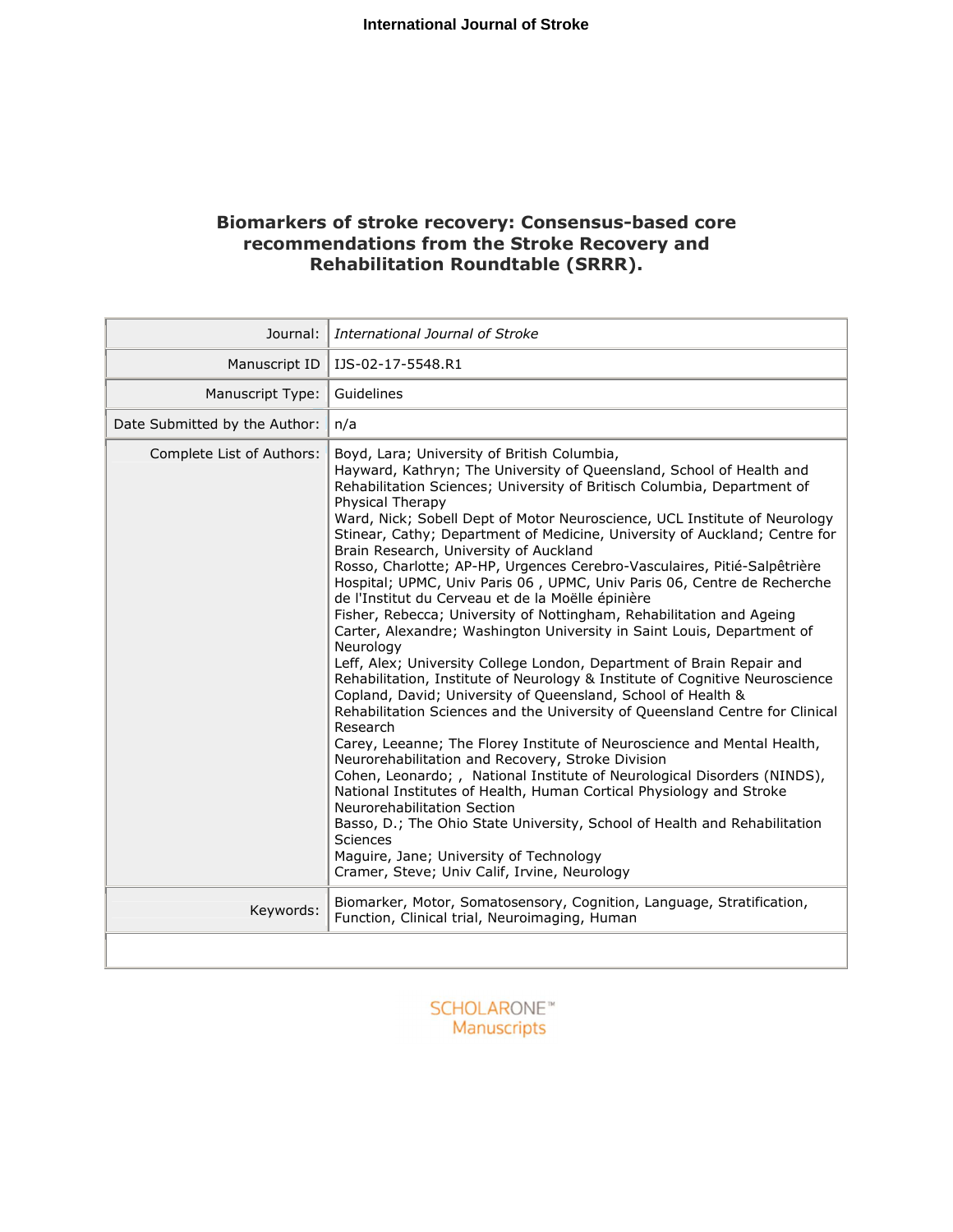# Biomarkers of stroke recovery: Consensus-based core recommendations from the Stroke Recovery and Rehabilitation Roundtable (SRRR).

| | |
|---|---|
| Journal: | *International Journal of Stroke* |
| Manuscript ID | IJS-02-17-5548.R1 |
| Manuscript Type: | Guidelines |
| Date Submitted by the Author: | n/a |
| Complete List of Authors: | Boyd, Lara; University of British Columbia,<br>Hayward, Kathryn; The University of Queensland, School of Health and Rehabilitation Sciences; University of Britisch Columbia, Department of Physical Therapy<br>Ward, Nick; Sobell Dept of Motor Neuroscience, UCL Institute of Neurology<br>Stinear, Cathy; Department of Medicine, University of Auckland; Centre for Brain Research, University of Auckland<br>Rosso, Charlotte; AP-HP, Urgences Cerebro-Vasculaires, Pitié-Salpêtrière Hospital; UPMC, Univ Paris 06 , UPMC, Univ Paris 06, Centre de Recherche de l'Institut du Cerveau et de la Moëlle épinière<br>Fisher, Rebecca; University of Nottingham, Rehabilitation and Ageing<br>Carter, Alexandre; Washington University in Saint Louis, Department of Neurology<br>Leff, Alex; University College London, Department of Brain Repair and Rehabilitation, Institute of Neurology & Institute of Cognitive Neuroscience<br>Copland, David; University of Queensland, School of Health & Rehabilitation Sciences and the University of Queensland Centre for Clinical Research<br>Carey, Leeanne; The Florey Institute of Neuroscience and Mental Health, Neurorehabilitation and Recovery, Stroke Division<br>Cohen, Leonardo; , National Institute of Neurological Disorders (NINDS), National Institutes of Health, Human Cortical Physiology and Stroke Neurorehabilitation Section<br>Basso, D.; The Ohio State University, School of Health and Rehabilitation Sciences<br>Maguire, Jane; University of Technology<br>Cramer, Steve; Univ Calif, Irvine, Neurology |
| Keywords: | Biomarker, Motor, Somatosensory, Cognition, Language, Stratification, Function, Clinical trial, Neuroimaging, Human |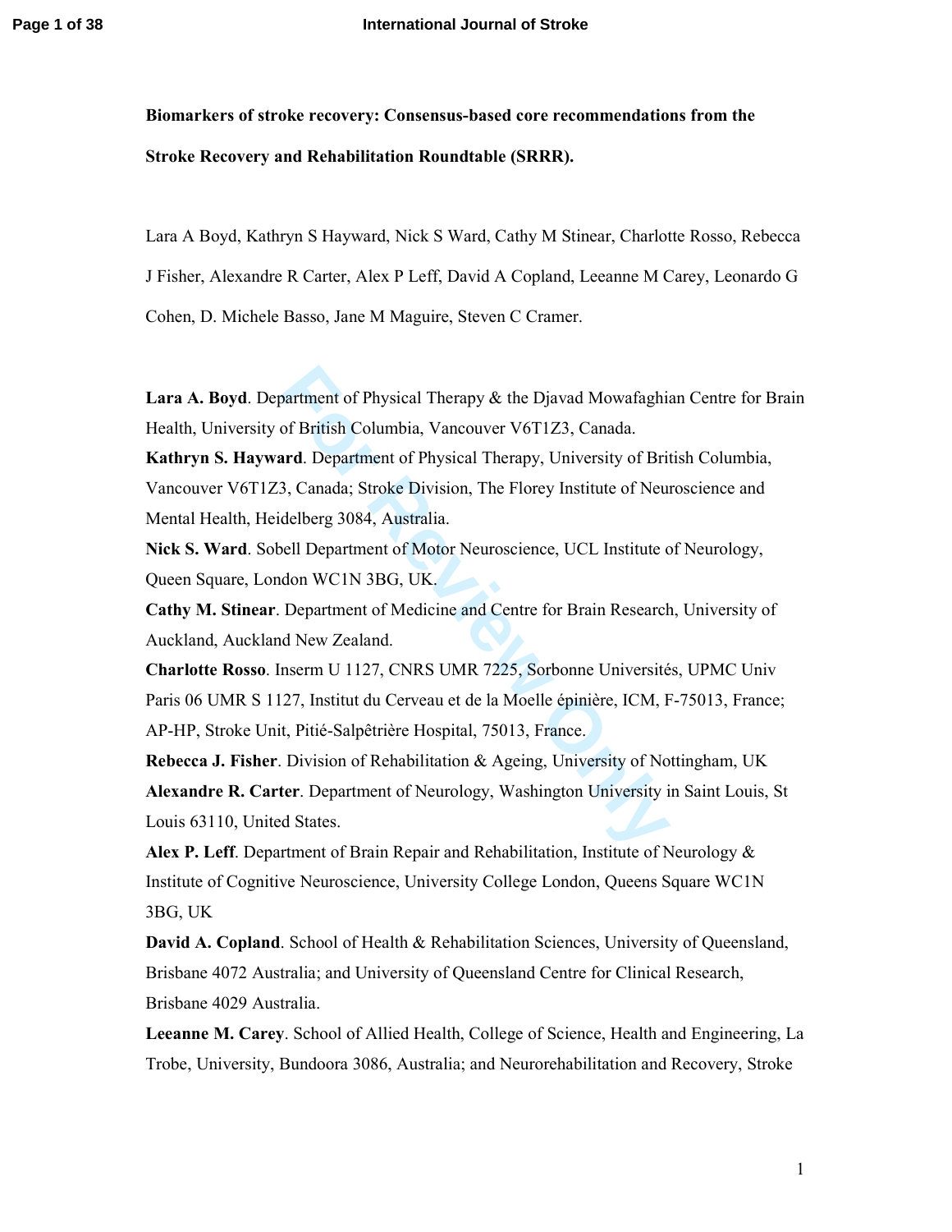**Biomarkers of stroke recovery: Consensus-based core recommendations from the Stroke Recovery and Rehabilitation Roundtable (SRRR).**

Lara A Boyd, Kathryn S Hayward, Nick S Ward, Cathy M Stinear, Charlotte Rosso, Rebecca J Fisher, Alexandre R Carter, Alex P Leff, David A Copland, Leeanne M Carey, Leonardo G Cohen, D. Michele Basso, Jane M Maguire, Steven C Cramer.

**Lara A. Boyd**. Department of Physical Therapy & the Djavad Mowafaghian Centre for Brain Health, University of British Columbia, Vancouver V6T1Z3, Canada.
**Kathryn S. Hayward**. Department of Physical Therapy, University of British Columbia, Vancouver V6T1Z3, Canada; Stroke Division, The Florey Institute of Neuroscience and Mental Health, Heidelberg 3084, Australia.
**Nick S. Ward**. Sobell Department of Motor Neuroscience, UCL Institute of Neurology, Queen Square, London WC1N 3BG, UK.
**Cathy M. Stinear**. Department of Medicine and Centre for Brain Research, University of Auckland, Auckland New Zealand.
**Charlotte Rosso**. Inserm U 1127, CNRS UMR 7225, Sorbonne Universités, UPMC Univ Paris 06 UMR S 1127, Institut du Cerveau et de la Moelle épinière, ICM, F-75013, France; AP-HP, Stroke Unit, Pitié-Salpêtrière Hospital, 75013, France.
**Rebecca J. Fisher**. Division of Rehabilitation & Ageing, University of Nottingham, UK
**Alexandre R. Carter**. Department of Neurology, Washington University in Saint Louis, St Louis 63110, United States.
**Alex P. Leff**. Department of Brain Repair and Rehabilitation, Institute of Neurology & Institute of Cognitive Neuroscience, University College London, Queens Square WC1N 3BG, UK
**David A. Copland**. School of Health & Rehabilitation Sciences, University of Queensland, Brisbane 4072 Australia; and University of Queensland Centre for Clinical Research, Brisbane 4029 Australia.
**Leeanne M. Carey**. School of Allied Health, College of Science, Health and Engineering, La Trobe, University, Bundoora 3086, Australia; and Neurorehabilitation and Recovery, Stroke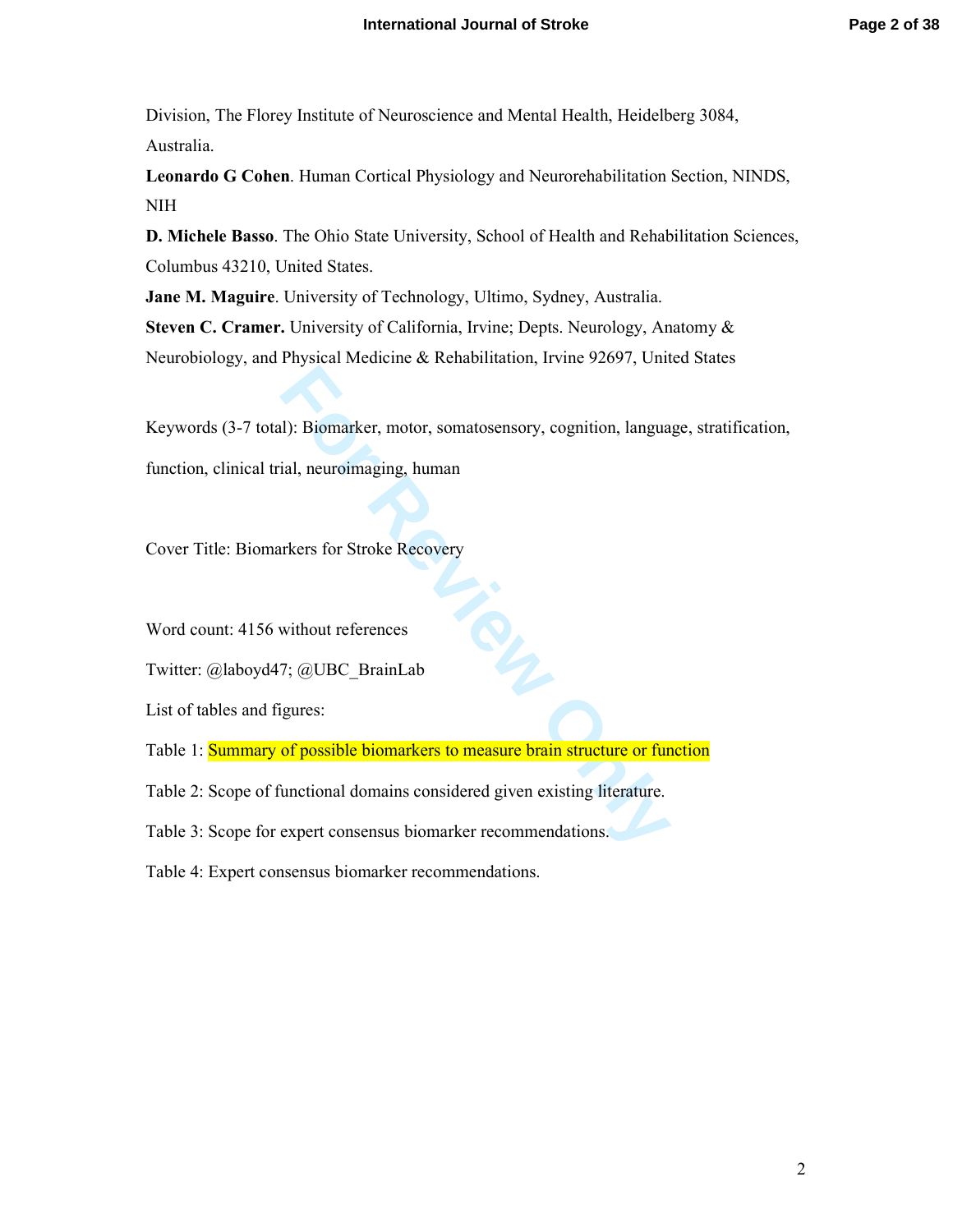Division, The Florey Institute of Neuroscience and Mental Health, Heidelberg 3084, Australia.

**Leonardo G Cohen**. Human Cortical Physiology and Neurorehabilitation Section, NINDS, NIH

**D. Michele Basso**. The Ohio State University, School of Health and Rehabilitation Sciences, Columbus 43210, United States.

**Jane M. Maguire**. University of Technology, Ultimo, Sydney, Australia.

**Steven C. Cramer.** University of California, Irvine; Depts. Neurology, Anatomy & Neurobiology, and Physical Medicine & Rehabilitation, Irvine 92697, United States

Keywords (3-7 total): Biomarker, motor, somatosensory, cognition, language, stratification, function, clinical trial, neuroimaging, human

Cover Title: Biomarkers for Stroke Recovery

Word count: 4156 without references

Twitter: @laboyd47; @UBC_BrainLab

List of tables and figures:

Table 1: Summary of possible biomarkers to measure brain structure or function

Table 2: Scope of functional domains considered given existing literature.

Table 3: Scope for expert consensus biomarker recommendations.

Table 4: Expert consensus biomarker recommendations.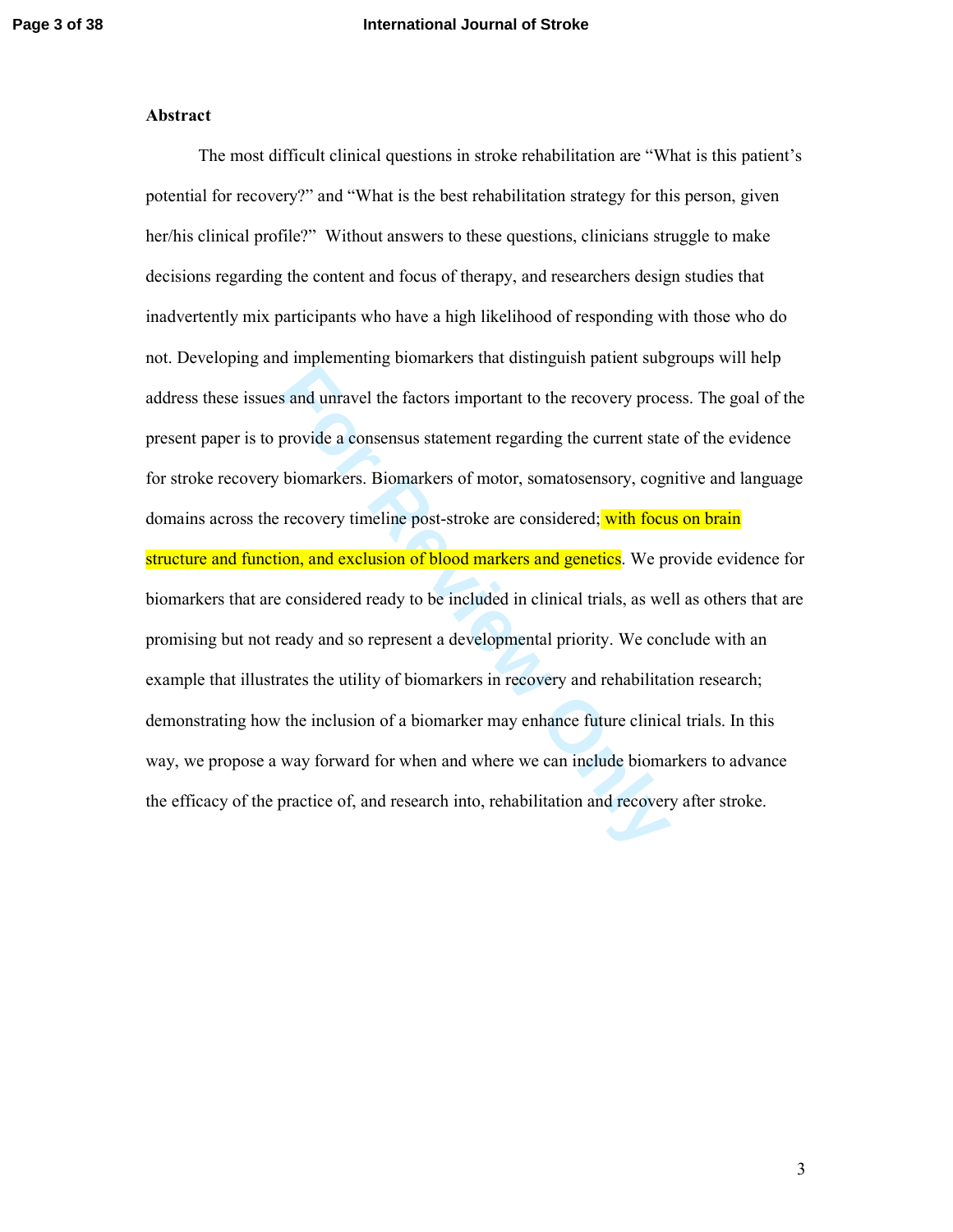**Abstract**

The most difficult clinical questions in stroke rehabilitation are "What is this patient's potential for recovery?" and "What is the best rehabilitation strategy for this person, given her/his clinical profile?" Without answers to these questions, clinicians struggle to make decisions regarding the content and focus of therapy, and researchers design studies that inadvertently mix participants who have a high likelihood of responding with those who do not. Developing and implementing biomarkers that distinguish patient subgroups will help address these issues and unravel the factors important to the recovery process. The goal of the present paper is to provide a consensus statement regarding the current state of the evidence for stroke recovery biomarkers. Biomarkers of motor, somatosensory, cognitive and language domains across the recovery timeline post-stroke are considered; with focus on brain structure and function, and exclusion of blood markers and genetics. We provide evidence for biomarkers that are considered ready to be included in clinical trials, as well as others that are promising but not ready and so represent a developmental priority. We conclude with an example that illustrates the utility of biomarkers in recovery and rehabilitation research; demonstrating how the inclusion of a biomarker may enhance future clinical trials. In this way, we propose a way forward for when and where we can include biomarkers to advance the efficacy of the practice of, and research into, rehabilitation and recovery after stroke.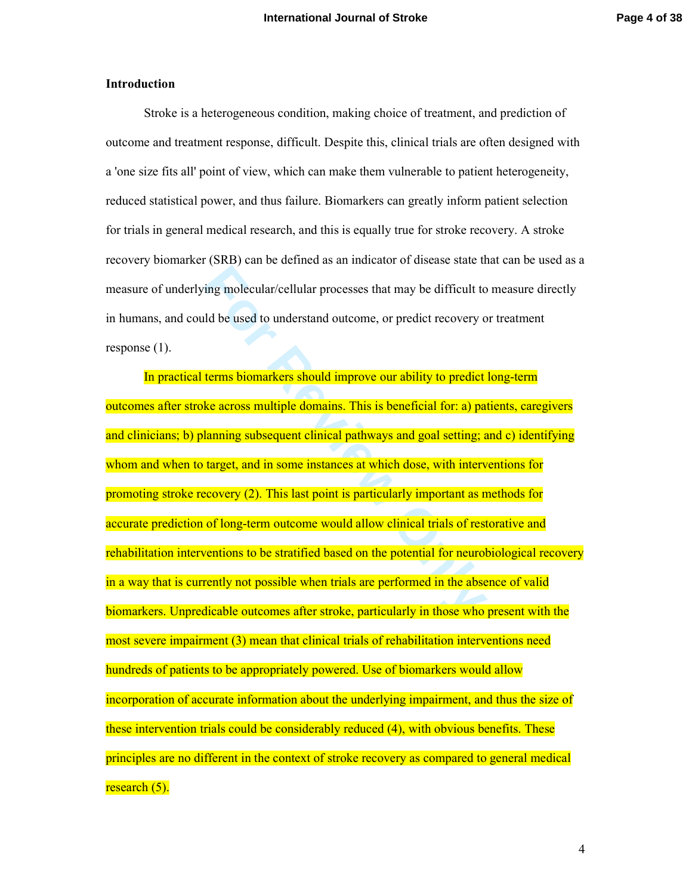## Introduction

Stroke is a heterogeneous condition, making choice of treatment, and prediction of outcome and treatment response, difficult. Despite this, clinical trials are often designed with a 'one size fits all' point of view, which can make them vulnerable to patient heterogeneity, reduced statistical power, and thus failure. Biomarkers can greatly inform patient selection for trials in general medical research, and this is equally true for stroke recovery. A stroke recovery biomarker (SRB) can be defined as an indicator of disease state that can be used as a measure of underlying molecular/cellular processes that may be difficult to measure directly in humans, and could be used to understand outcome, or predict recovery or treatment response (1).

In practical terms biomarkers should improve our ability to predict long-term outcomes after stroke across multiple domains. This is beneficial for: a) patients, caregivers and clinicians; b) planning subsequent clinical pathways and goal setting; and c) identifying whom and when to target, and in some instances at which dose, with interventions for promoting stroke recovery (2). This last point is particularly important as methods for accurate prediction of long-term outcome would allow clinical trials of restorative and rehabilitation interventions to be stratified based on the potential for neurobiological recovery in a way that is currently not possible when trials are performed in the absence of valid biomarkers. Unpredicable outcomes after stroke, particularly in those who present with the most severe impairment (3) mean that clinical trials of rehabilitation interventions need hundreds of patients to be appropriately powered. Use of biomarkers would allow incorporation of accurate information about the underlying impairment, and thus the size of these intervention trials could be considerably reduced (4), with obvious benefits. These principles are no different in the context of stroke recovery as compared to general medical research (5).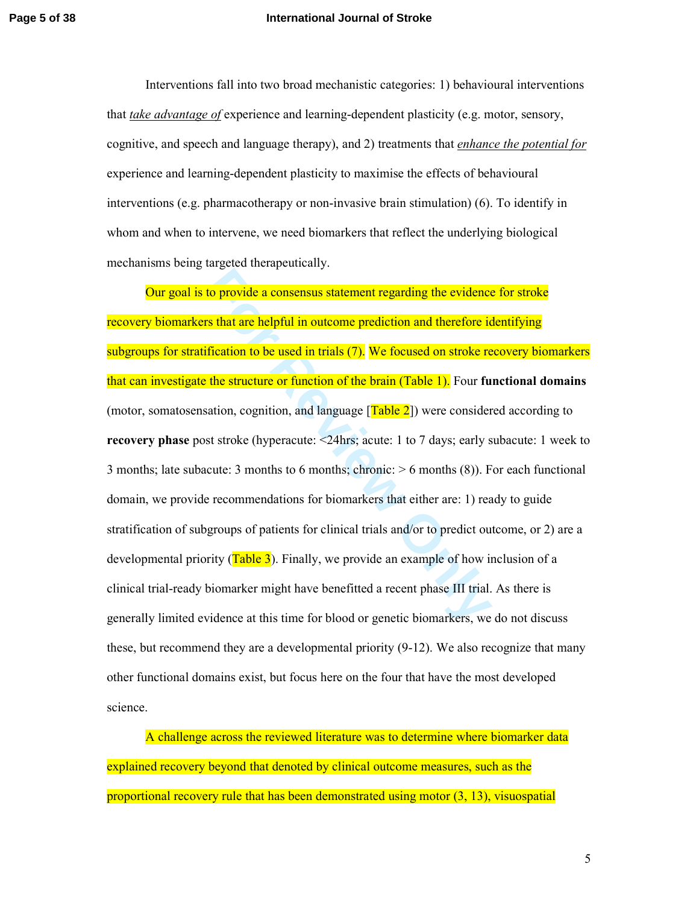Interventions fall into two broad mechanistic categories: 1) behavioural interventions that *take advantage of* experience and learning-dependent plasticity (e.g. motor, sensory, cognitive, and speech and language therapy), and 2) treatments that *enhance the potential for* experience and learning-dependent plasticity to maximise the effects of behavioural interventions (e.g. pharmacotherapy or non-invasive brain stimulation) (6). To identify in whom and when to intervene, we need biomarkers that reflect the underlying biological mechanisms being targeted therapeutically.

Our goal is to provide a consensus statement regarding the evidence for stroke recovery biomarkers that are helpful in outcome prediction and therefore identifying subgroups for stratification to be used in trials (7). We focused on stroke recovery biomarkers that can investigate the structure or function of the brain (Table 1). Four **functional domains** (motor, somatosensation, cognition, and language [Table 2]) were considered according to **recovery phase** post stroke (hyperacute: <24hrs; acute: 1 to 7 days; early subacute: 1 week to 3 months; late subacute: 3 months to 6 months; chronic: > 6 months (8)). For each functional domain, we provide recommendations for biomarkers that either are: 1) ready to guide stratification of subgroups of patients for clinical trials and/or to predict outcome, or 2) are a developmental priority (Table 3). Finally, we provide an example of how inclusion of a clinical trial-ready biomarker might have benefitted a recent phase III trial. As there is generally limited evidence at this time for blood or genetic biomarkers, we do not discuss these, but recommend they are a developmental priority (9-12). We also recognize that many other functional domains exist, but focus here on the four that have the most developed science.

A challenge across the reviewed literature was to determine where biomarker data explained recovery beyond that denoted by clinical outcome measures, such as the proportional recovery rule that has been demonstrated using motor (3, 13), visuospatial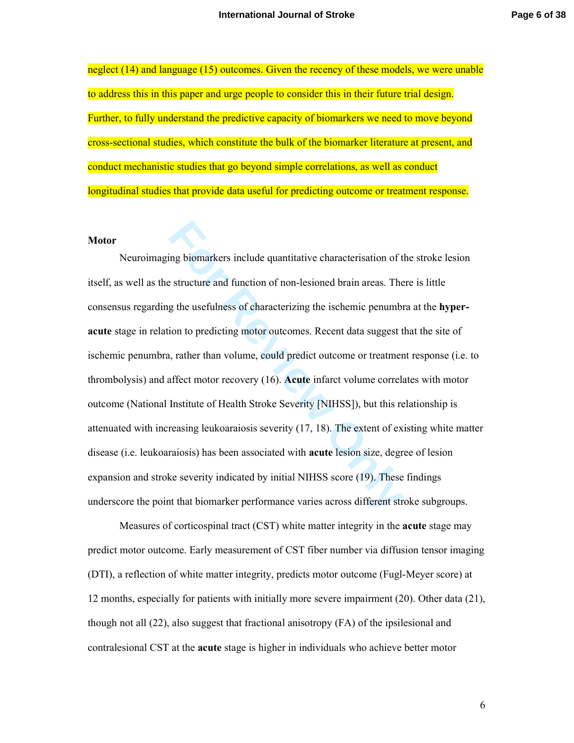neglect (14) and language (15) outcomes. Given the recency of these models, we were unable to address this in this paper and urge people to consider this in their future trial design. Further, to fully understand the predictive capacity of biomarkers we need to move beyond cross-sectional studies, which constitute the bulk of the biomarker literature at present, and conduct mechanistic studies that go beyond simple correlations, as well as conduct longitudinal studies that provide data useful for predicting outcome or treatment response.

**Motor**

Neuroimaging biomarkers include quantitative characterisation of the stroke lesion itself, as well as the structure and function of non-lesioned brain areas. There is little consensus regarding the usefulness of characterizing the ischemic penumbra at the **hyper-acute** stage in relation to predicting motor outcomes. Recent data suggest that the site of ischemic penumbra, rather than volume, could predict outcome or treatment response (i.e. to thrombolysis) and affect motor recovery (16). **Acute** infarct volume correlates with motor outcome (National Institute of Health Stroke Severity [NIHSS]), but this relationship is attenuated with increasing leukoaraiosis severity (17, 18). The extent of existing white matter disease (i.e. leukoaraiosis) has been associated with **acute** lesion size, degree of lesion expansion and stroke severity indicated by initial NIHSS score (19). These findings underscore the point that biomarker performance varies across different stroke subgroups.

Measures of corticospinal tract (CST) white matter integrity in the **acute** stage may predict motor outcome. Early measurement of CST fiber number via diffusion tensor imaging (DTI), a reflection of white matter integrity, predicts motor outcome (Fugl-Meyer score) at 12 months, especially for patients with initially more severe impairment (20). Other data (21), though not all (22), also suggest that fractional anisotropy (FA) of the ipsilesional and contralesional CST at the **acute** stage is higher in individuals who achieve better motor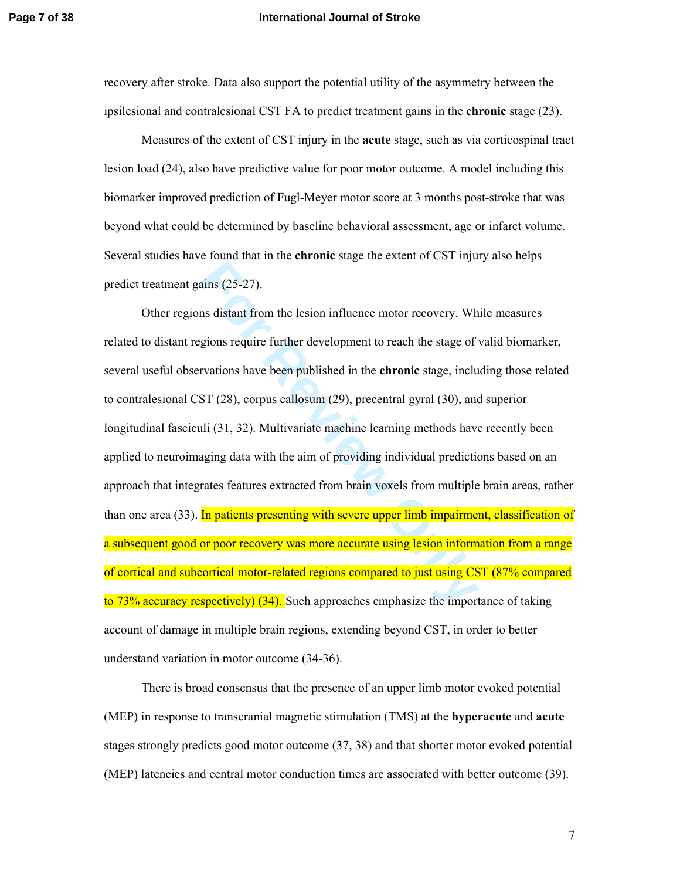recovery after stroke. Data also support the potential utility of the asymmetry between the ipsilesional and contralesional CST FA to predict treatment gains in the **chronic** stage (23).

Measures of the extent of CST injury in the **acute** stage, such as via corticospinal tract lesion load (24), also have predictive value for poor motor outcome. A model including this biomarker improved prediction of Fugl-Meyer motor score at 3 months post-stroke that was beyond what could be determined by baseline behavioral assessment, age or infarct volume. Several studies have found that in the **chronic** stage the extent of CST injury also helps predict treatment gains (25-27).

Other regions distant from the lesion influence motor recovery. While measures related to distant regions require further development to reach the stage of valid biomarker, several useful observations have been published in the **chronic** stage, including those related to contralesional CST (28), corpus callosum (29), precentral gyral (30), and superior longitudinal fasciculi (31, 32). Multivariate machine learning methods have recently been applied to neuroimaging data with the aim of providing individual predictions based on an approach that integrates features extracted from brain voxels from multiple brain areas, rather than one area (33). In patients presenting with severe upper limb impairment, classification of a subsequent good or poor recovery was more accurate using lesion information from a range of cortical and subcortical motor-related regions compared to just using CST (87% compared to 73% accuracy respectively) (34). Such approaches emphasize the importance of taking account of damage in multiple brain regions, extending beyond CST, in order to better understand variation in motor outcome (34-36).

There is broad consensus that the presence of an upper limb motor evoked potential (MEP) in response to transcranial magnetic stimulation (TMS) at the **hyperacute** and **acute** stages strongly predicts good motor outcome (37, 38) and that shorter motor evoked potential (MEP) latencies and central motor conduction times are associated with better outcome (39).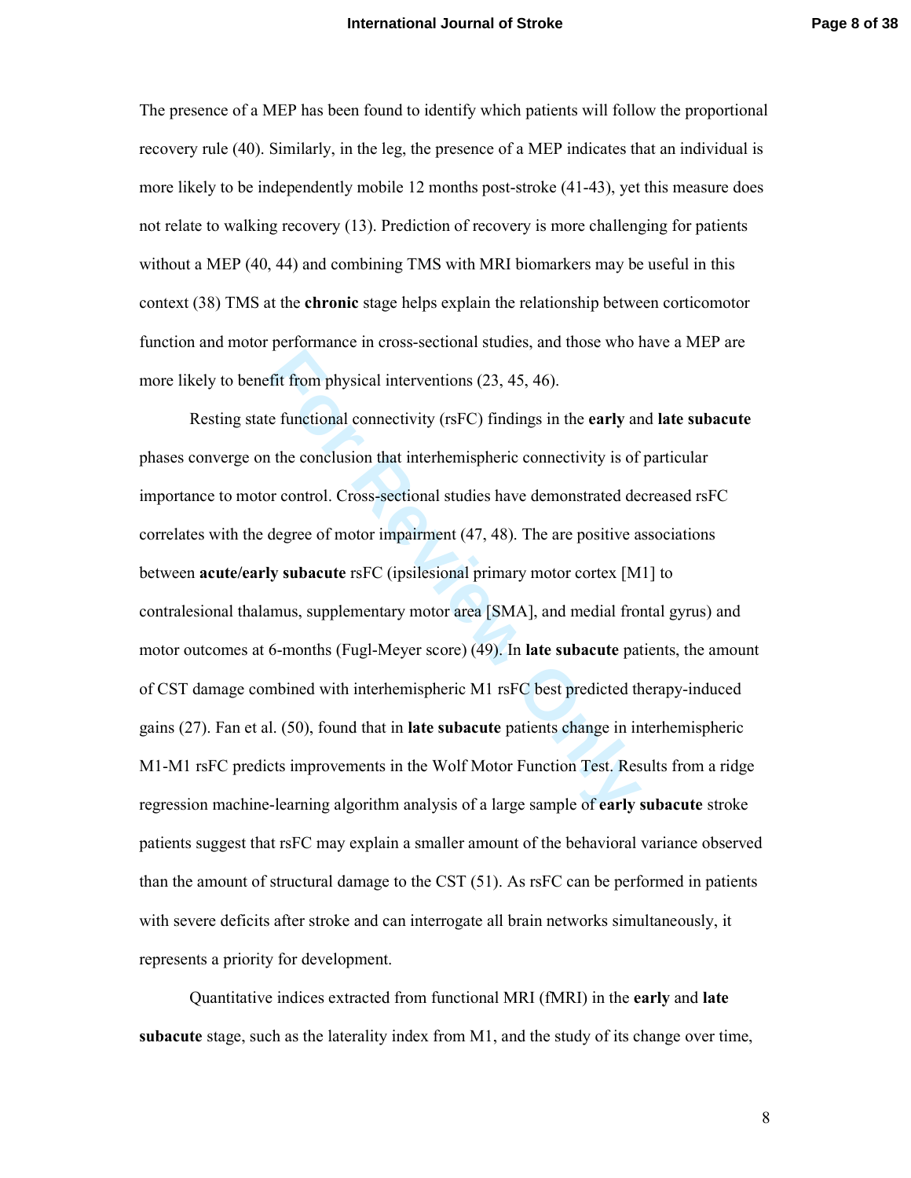The presence of a MEP has been found to identify which patients will follow the proportional recovery rule (40). Similarly, in the leg, the presence of a MEP indicates that an individual is more likely to be independently mobile 12 months post-stroke (41-43), yet this measure does not relate to walking recovery (13). Prediction of recovery is more challenging for patients without a MEP (40, 44) and combining TMS with MRI biomarkers may be useful in this context (38) TMS at the **chronic** stage helps explain the relationship between corticomotor function and motor performance in cross-sectional studies, and those who have a MEP are more likely to benefit from physical interventions (23, 45, 46).

Resting state functional connectivity (rsFC) findings in the **early** and **late subacute** phases converge on the conclusion that interhemispheric connectivity is of particular importance to motor control. Cross-sectional studies have demonstrated decreased rsFC correlates with the degree of motor impairment (47, 48). The are positive associations between **acute/early subacute** rsFC (ipsilesional primary motor cortex [M1] to contralesional thalamus, supplementary motor area [SMA], and medial frontal gyrus) and motor outcomes at 6-months (Fugl-Meyer score) (49). In **late subacute** patients, the amount of CST damage combined with interhemispheric M1 rsFC best predicted therapy-induced gains (27). Fan et al. (50), found that in **late subacute** patients change in interhemispheric M1-M1 rsFC predicts improvements in the Wolf Motor Function Test. Results from a ridge regression machine-learning algorithm analysis of a large sample of **early subacute** stroke patients suggest that rsFC may explain a smaller amount of the behavioral variance observed than the amount of structural damage to the CST (51). As rsFC can be performed in patients with severe deficits after stroke and can interrogate all brain networks simultaneously, it represents a priority for development.

Quantitative indices extracted from functional MRI (fMRI) in the **early** and **late subacute** stage, such as the laterality index from M1, and the study of its change over time,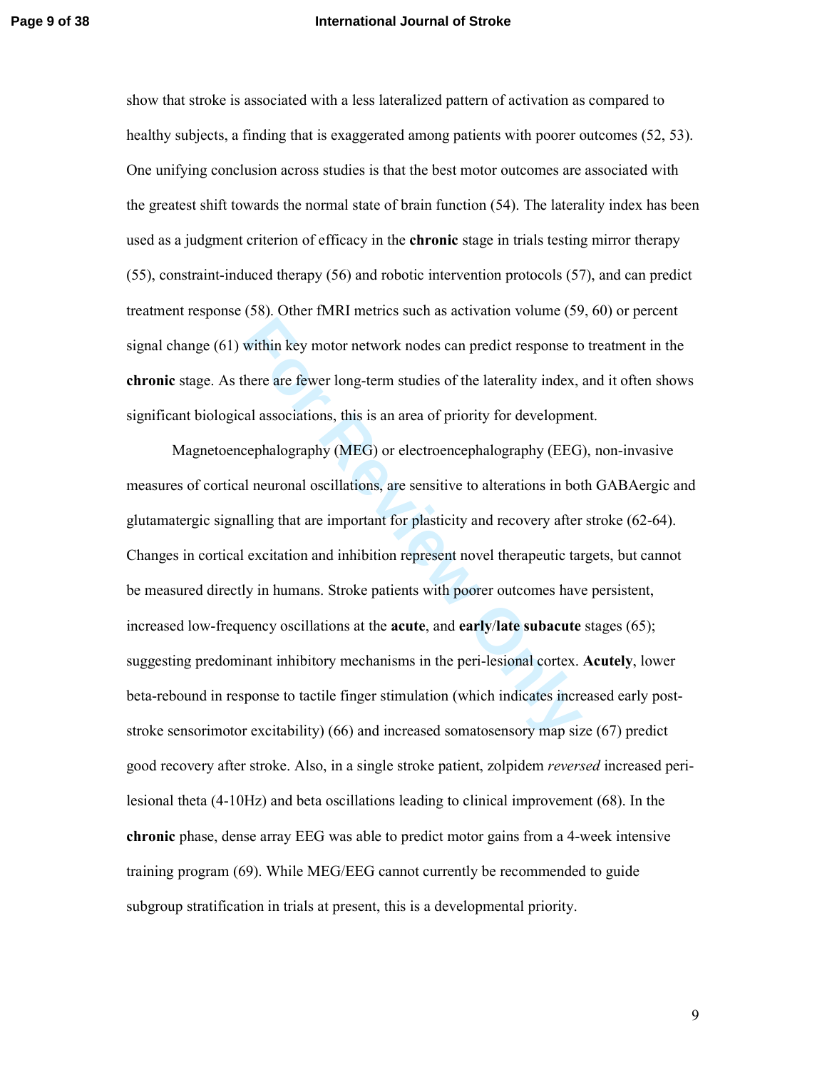show that stroke is associated with a less lateralized pattern of activation as compared to healthy subjects, a finding that is exaggerated among patients with poorer outcomes (52, 53). One unifying conclusion across studies is that the best motor outcomes are associated with the greatest shift towards the normal state of brain function (54). The laterality index has been used as a judgment criterion of efficacy in the **chronic** stage in trials testing mirror therapy (55), constraint-induced therapy (56) and robotic intervention protocols (57), and can predict treatment response (58). Other fMRI metrics such as activation volume (59, 60) or percent signal change (61) within key motor network nodes can predict response to treatment in the **chronic** stage. As there are fewer long-term studies of the laterality index, and it often shows significant biological associations, this is an area of priority for development.

Magnetoencephalography (MEG) or electroencephalography (EEG), non-invasive measures of cortical neuronal oscillations, are sensitive to alterations in both GABAergic and glutamatergic signalling that are important for plasticity and recovery after stroke (62-64). Changes in cortical excitation and inhibition represent novel therapeutic targets, but cannot be measured directly in humans. Stroke patients with poorer outcomes have persistent, increased low-frequency oscillations at the **acute**, and **early**/**late subacute** stages (65); suggesting predominant inhibitory mechanisms in the peri-lesional cortex. **Acutely**, lower beta-rebound in response to tactile finger stimulation (which indicates increased early post-stroke sensorimotor excitability) (66) and increased somatosensory map size (67) predict good recovery after stroke. Also, in a single stroke patient, zolpidem *reversed* increased peri-lesional theta (4-10Hz) and beta oscillations leading to clinical improvement (68). In the **chronic** phase, dense array EEG was able to predict motor gains from a 4-week intensive training program (69). While MEG/EEG cannot currently be recommended to guide subgroup stratification in trials at present, this is a developmental priority.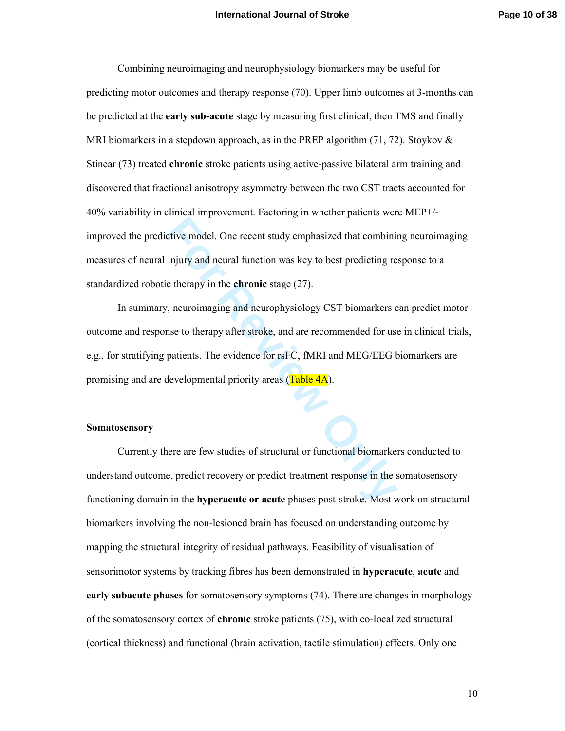Combining neuroimaging and neurophysiology biomarkers may be useful for predicting motor outcomes and therapy response (70). Upper limb outcomes at 3-months can be predicted at the **early sub-acute** stage by measuring first clinical, then TMS and finally MRI biomarkers in a stepdown approach, as in the PREP algorithm (71, 72). Stoykov & Stinear (73) treated **chronic** stroke patients using active-passive bilateral arm training and discovered that fractional anisotropy asymmetry between the two CST tracts accounted for 40% variability in clinical improvement. Factoring in whether patients were MEP+/- improved the predictive model. One recent study emphasized that combining neuroimaging measures of neural injury and neural function was key to best predicting response to a standardized robotic therapy in the **chronic** stage (27).

In summary, neuroimaging and neurophysiology CST biomarkers can predict motor outcome and response to therapy after stroke, and are recommended for use in clinical trials, e.g., for stratifying patients. The evidence for rsFC, fMRI and MEG/EEG biomarkers are promising and are developmental priority areas (Table 4A).

**Somatosensory**

Currently there are few studies of structural or functional biomarkers conducted to understand outcome, predict recovery or predict treatment response in the somatosensory functioning domain in the **hyperacute or acute** phases post-stroke. Most work on structural biomarkers involving the non-lesioned brain has focused on understanding outcome by mapping the structural integrity of residual pathways. Feasibility of visualisation of sensorimotor systems by tracking fibres has been demonstrated in **hyperacute**, **acute** and **early subacute phases** for somatosensory symptoms (74). There are changes in morphology of the somatosensory cortex of **chronic** stroke patients (75), with co-localized structural (cortical thickness) and functional (brain activation, tactile stimulation) effects. Only one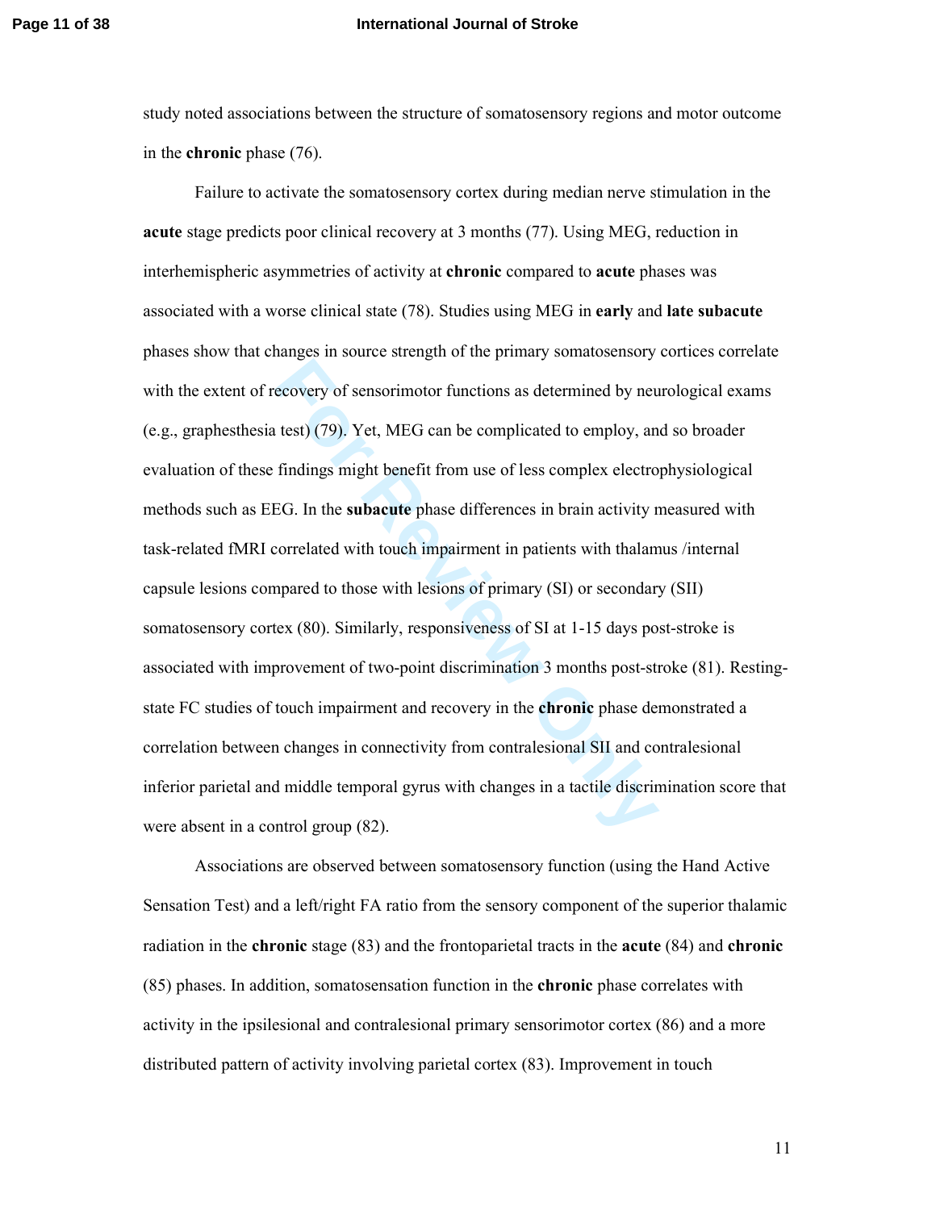study noted associations between the structure of somatosensory regions and motor outcome in the **chronic** phase (76).

Failure to activate the somatosensory cortex during median nerve stimulation in the **acute** stage predicts poor clinical recovery at 3 months (77). Using MEG, reduction in interhemispheric asymmetries of activity at **chronic** compared to **acute** phases was associated with a worse clinical state (78). Studies using MEG in **early** and **late subacute** phases show that changes in source strength of the primary somatosensory cortices correlate with the extent of recovery of sensorimotor functions as determined by neurological exams (e.g., graphesthesia test) (79). Yet, MEG can be complicated to employ, and so broader evaluation of these findings might benefit from use of less complex electrophysiological methods such as EEG. In the **subacute** phase differences in brain activity measured with task-related fMRI correlated with touch impairment in patients with thalamus /internal capsule lesions compared to those with lesions of primary (SI) or secondary (SII) somatosensory cortex (80). Similarly, responsiveness of SI at 1-15 days post-stroke is associated with improvement of two-point discrimination 3 months post-stroke (81). Resting-state FC studies of touch impairment and recovery in the **chronic** phase demonstrated a correlation between changes in connectivity from contralesional SII and contralesional inferior parietal and middle temporal gyrus with changes in a tactile discrimination score that were absent in a control group (82).

Associations are observed between somatosensory function (using the Hand Active Sensation Test) and a left/right FA ratio from the sensory component of the superior thalamic radiation in the **chronic** stage (83) and the frontoparietal tracts in the **acute** (84) and **chronic** (85) phases. In addition, somatosensation function in the **chronic** phase correlates with activity in the ipsilesional and contralesional primary sensorimotor cortex (86) and a more distributed pattern of activity involving parietal cortex (83). Improvement in touch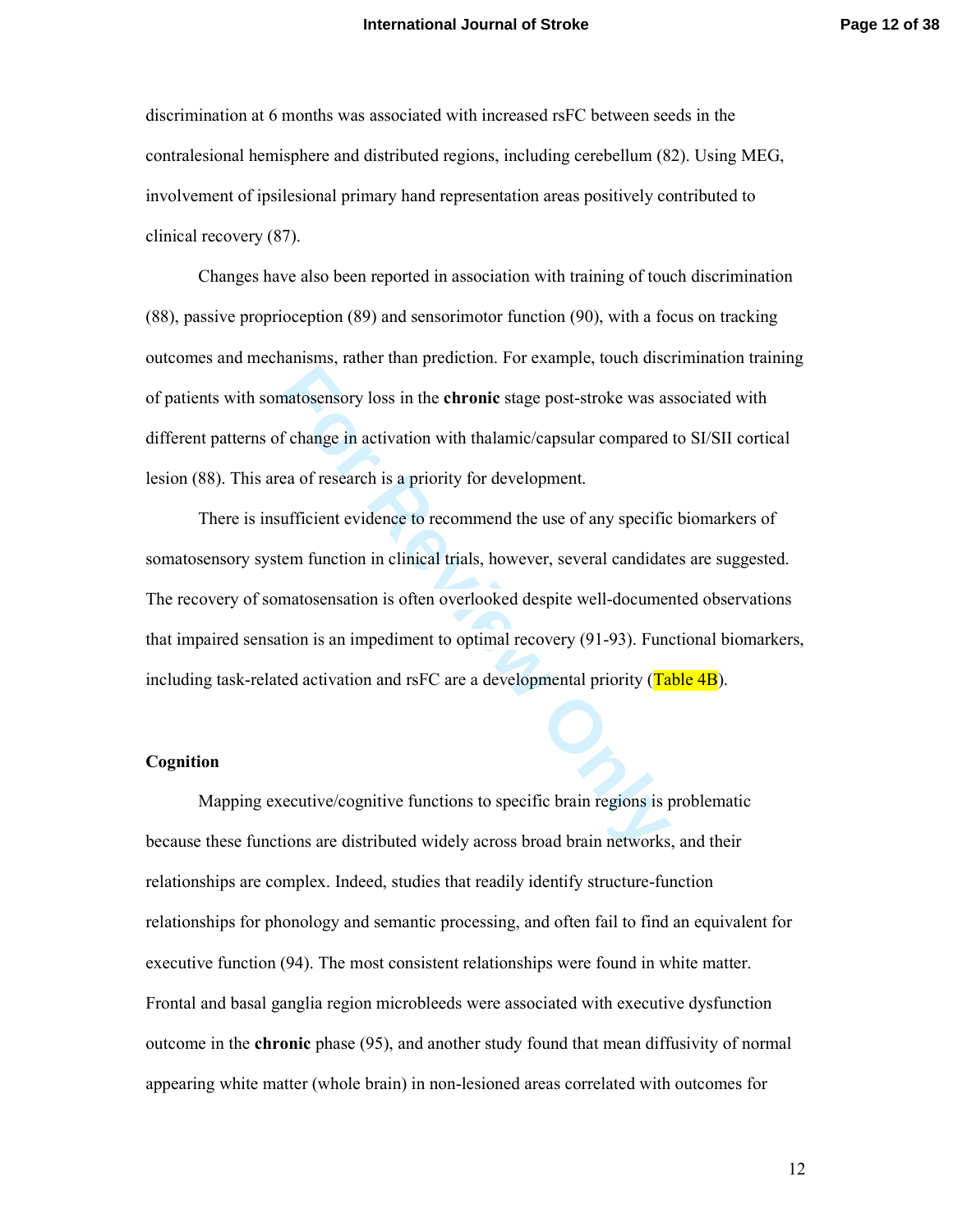discrimination at 6 months was associated with increased rsFC between seeds in the contralesional hemisphere and distributed regions, including cerebellum (82). Using MEG, involvement of ipsilesional primary hand representation areas positively contributed to clinical recovery (87).

Changes have also been reported in association with training of touch discrimination (88), passive proprioception (89) and sensorimotor function (90), with a focus on tracking outcomes and mechanisms, rather than prediction. For example, touch discrimination training of patients with somatosensory loss in the **chronic** stage post-stroke was associated with different patterns of change in activation with thalamic/capsular compared to SI/SII cortical lesion (88). This area of research is a priority for development.

There is insufficient evidence to recommend the use of any specific biomarkers of somatosensory system function in clinical trials, however, several candidates are suggested. The recovery of somatosensation is often overlooked despite well-documented observations that impaired sensation is an impediment to optimal recovery (91-93). Functional biomarkers, including task-related activation and rsFC are a developmental priority (Table 4B).

**Cognition**

Mapping executive/cognitive functions to specific brain regions is problematic because these functions are distributed widely across broad brain networks, and their relationships are complex. Indeed, studies that readily identify structure-function relationships for phonology and semantic processing, and often fail to find an equivalent for executive function (94). The most consistent relationships were found in white matter. Frontal and basal ganglia region microbleeds were associated with executive dysfunction outcome in the **chronic** phase (95), and another study found that mean diffusivity of normal appearing white matter (whole brain) in non-lesioned areas correlated with outcomes for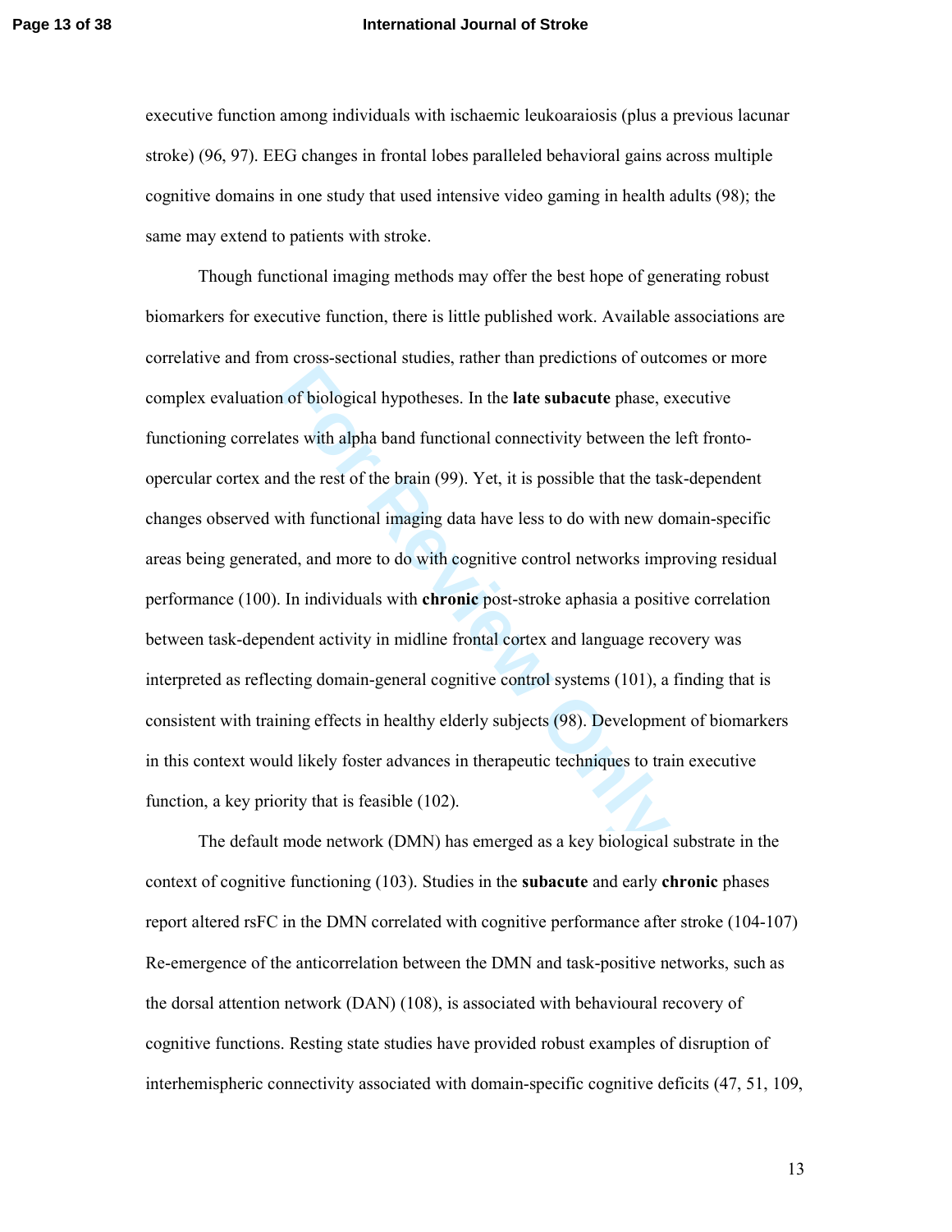executive function among individuals with ischaemic leukoaraiosis (plus a previous lacunar stroke) (96, 97). EEG changes in frontal lobes paralleled behavioral gains across multiple cognitive domains in one study that used intensive video gaming in health adults (98); the same may extend to patients with stroke.

Though functional imaging methods may offer the best hope of generating robust biomarkers for executive function, there is little published work. Available associations are correlative and from cross-sectional studies, rather than predictions of outcomes or more complex evaluation of biological hypotheses. In the **late subacute** phase, executive functioning correlates with alpha band functional connectivity between the left fronto-opercular cortex and the rest of the brain (99). Yet, it is possible that the task-dependent changes observed with functional imaging data have less to do with new domain-specific areas being generated, and more to do with cognitive control networks improving residual performance (100). In individuals with **chronic** post-stroke aphasia a positive correlation between task-dependent activity in midline frontal cortex and language recovery was interpreted as reflecting domain-general cognitive control systems (101), a finding that is consistent with training effects in healthy elderly subjects (98). Development of biomarkers in this context would likely foster advances in therapeutic techniques to train executive function, a key priority that is feasible (102).

The default mode network (DMN) has emerged as a key biological substrate in the context of cognitive functioning (103). Studies in the **subacute** and early **chronic** phases report altered rsFC in the DMN correlated with cognitive performance after stroke (104-107) Re-emergence of the anticorrelation between the DMN and task-positive networks, such as the dorsal attention network (DAN) (108), is associated with behavioural recovery of cognitive functions. Resting state studies have provided robust examples of disruption of interhemispheric connectivity associated with domain-specific cognitive deficits (47, 51, 109,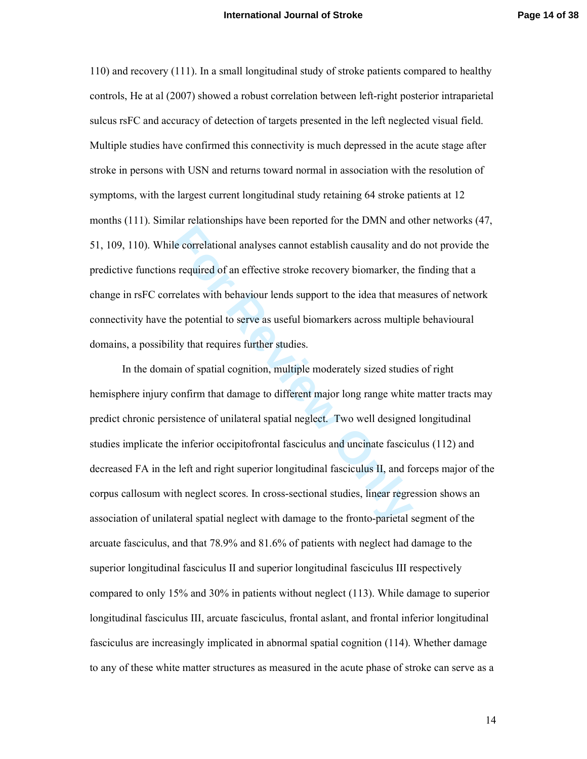110) and recovery (111). In a small longitudinal study of stroke patients compared to healthy controls, He at al (2007) showed a robust correlation between left-right posterior intraparietal sulcus rsFC and accuracy of detection of targets presented in the left neglected visual field. Multiple studies have confirmed this connectivity is much depressed in the acute stage after stroke in persons with USN and returns toward normal in association with the resolution of symptoms, with the largest current longitudinal study retaining 64 stroke patients at 12 months (111). Similar relationships have been reported for the DMN and other networks (47, 51, 109, 110). While correlational analyses cannot establish causality and do not provide the predictive functions required of an effective stroke recovery biomarker, the finding that a change in rsFC correlates with behaviour lends support to the idea that measures of network connectivity have the potential to serve as useful biomarkers across multiple behavioural domains, a possibility that requires further studies.

In the domain of spatial cognition, multiple moderately sized studies of right hemisphere injury confirm that damage to different major long range white matter tracts may predict chronic persistence of unilateral spatial neglect. Two well designed longitudinal studies implicate the inferior occipitofrontal fasciculus and uncinate fasciculus (112) and decreased FA in the left and right superior longitudinal fasciculus II, and forceps major of the corpus callosum with neglect scores. In cross-sectional studies, linear regression shows an association of unilateral spatial neglect with damage to the fronto-parietal segment of the arcuate fasciculus, and that 78.9% and 81.6% of patients with neglect had damage to the superior longitudinal fasciculus II and superior longitudinal fasciculus III respectively compared to only 15% and 30% in patients without neglect (113). While damage to superior longitudinal fasciculus III, arcuate fasciculus, frontal aslant, and frontal inferior longitudinal fasciculus are increasingly implicated in abnormal spatial cognition (114). Whether damage to any of these white matter structures as measured in the acute phase of stroke can serve as a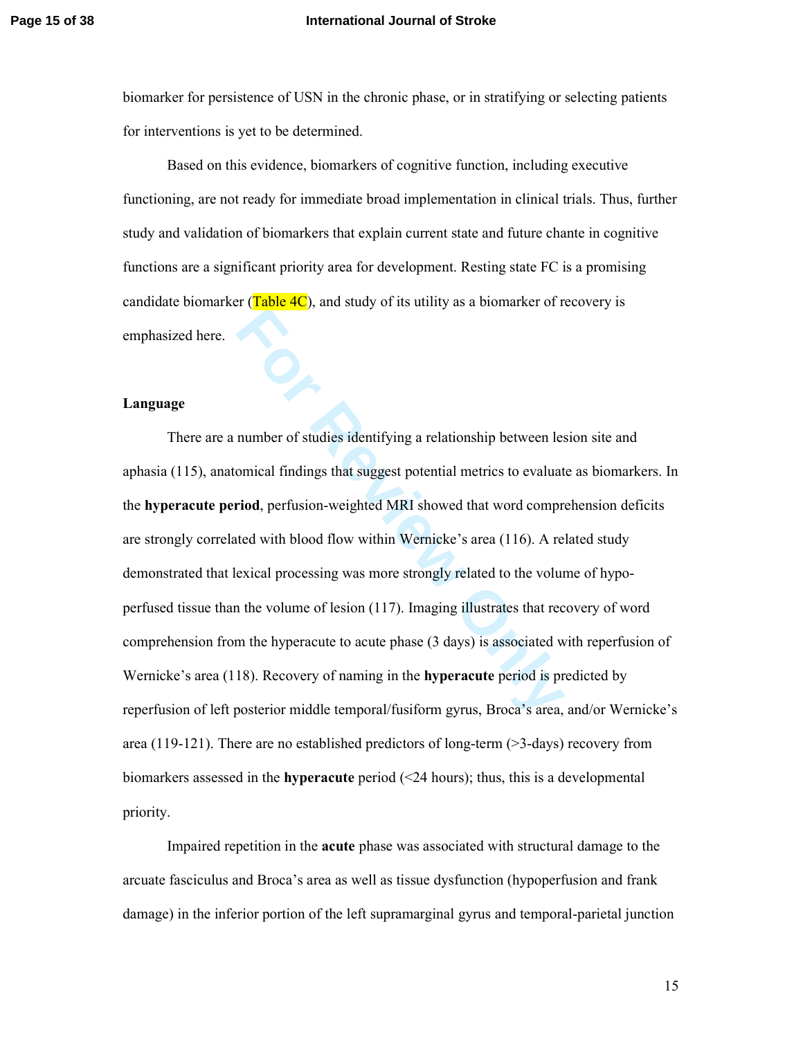biomarker for persistence of USN in the chronic phase, or in stratifying or selecting patients for interventions is yet to be determined.

Based on this evidence, biomarkers of cognitive function, including executive functioning, are not ready for immediate broad implementation in clinical trials. Thus, further study and validation of biomarkers that explain current state and future chante in cognitive functions are a significant priority area for development. Resting state FC is a promising candidate biomarker (Table 4C), and study of its utility as a biomarker of recovery is emphasized here.

**Language**

There are a number of studies identifying a relationship between lesion site and aphasia (115), anatomical findings that suggest potential metrics to evaluate as biomarkers. In the **hyperacute period**, perfusion-weighted MRI showed that word comprehension deficits are strongly correlated with blood flow within Wernicke's area (116). A related study demonstrated that lexical processing was more strongly related to the volume of hypo-perfused tissue than the volume of lesion (117). Imaging illustrates that recovery of word comprehension from the hyperacute to acute phase (3 days) is associated with reperfusion of Wernicke's area (118). Recovery of naming in the **hyperacute** period is predicted by reperfusion of left posterior middle temporal/fusiform gyrus, Broca's area, and/or Wernicke's area (119-121). There are no established predictors of long-term (>3-days) recovery from biomarkers assessed in the **hyperacute** period (<24 hours); thus, this is a developmental priority.

Impaired repetition in the **acute** phase was associated with structural damage to the arcuate fasciculus and Broca's area as well as tissue dysfunction (hypoperfusion and frank damage) in the inferior portion of the left supramarginal gyrus and temporal-parietal junction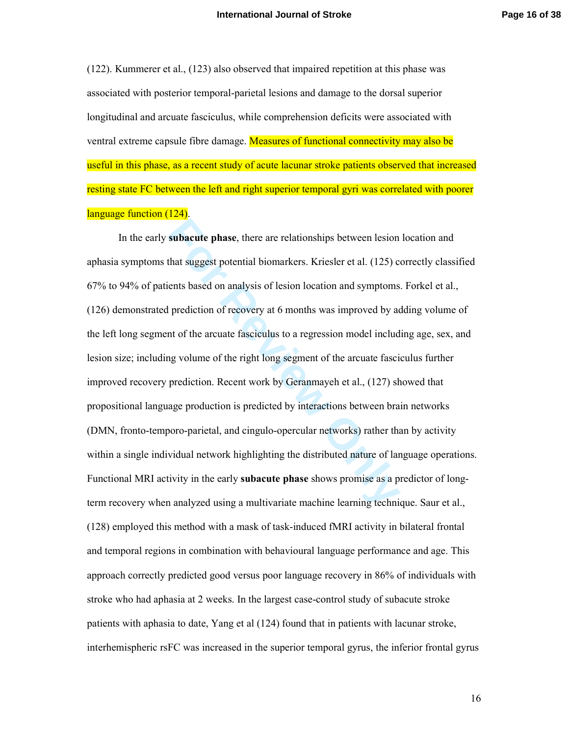(122). Kummerer et al., (123) also observed that impaired repetition at this phase was associated with posterior temporal-parietal lesions and damage to the dorsal superior longitudinal and arcuate fasciculus, while comprehension deficits were associated with ventral extreme capsule fibre damage. Measures of functional connectivity may also be useful in this phase, as a recent study of acute lacunar stroke patients observed that increased resting state FC between the left and right superior temporal gyri was correlated with poorer language function (124).

In the early **subacute phase**, there are relationships between lesion location and aphasia symptoms that suggest potential biomarkers. Kriesler et al. (125) correctly classified 67% to 94% of patients based on analysis of lesion location and symptoms. Forkel et al., (126) demonstrated prediction of recovery at 6 months was improved by adding volume of the left long segment of the arcuate fasciculus to a regression model including age, sex, and lesion size; including volume of the right long segment of the arcuate fasciculus further improved recovery prediction. Recent work by Geranmayeh et al., (127) showed that propositional language production is predicted by interactions between brain networks (DMN, fronto-temporo-parietal, and cingulo-opercular networks) rather than by activity within a single individual network highlighting the distributed nature of language operations. Functional MRI activity in the early **subacute phase** shows promise as a predictor of long-term recovery when analyzed using a multivariate machine learning technique. Saur et al., (128) employed this method with a mask of task-induced fMRI activity in bilateral frontal and temporal regions in combination with behavioural language performance and age. This approach correctly predicted good versus poor language recovery in 86% of individuals with stroke who had aphasia at 2 weeks. In the largest case-control study of subacute stroke patients with aphasia to date, Yang et al (124) found that in patients with lacunar stroke, interhemispheric rsFC was increased in the superior temporal gyrus, the inferior frontal gyrus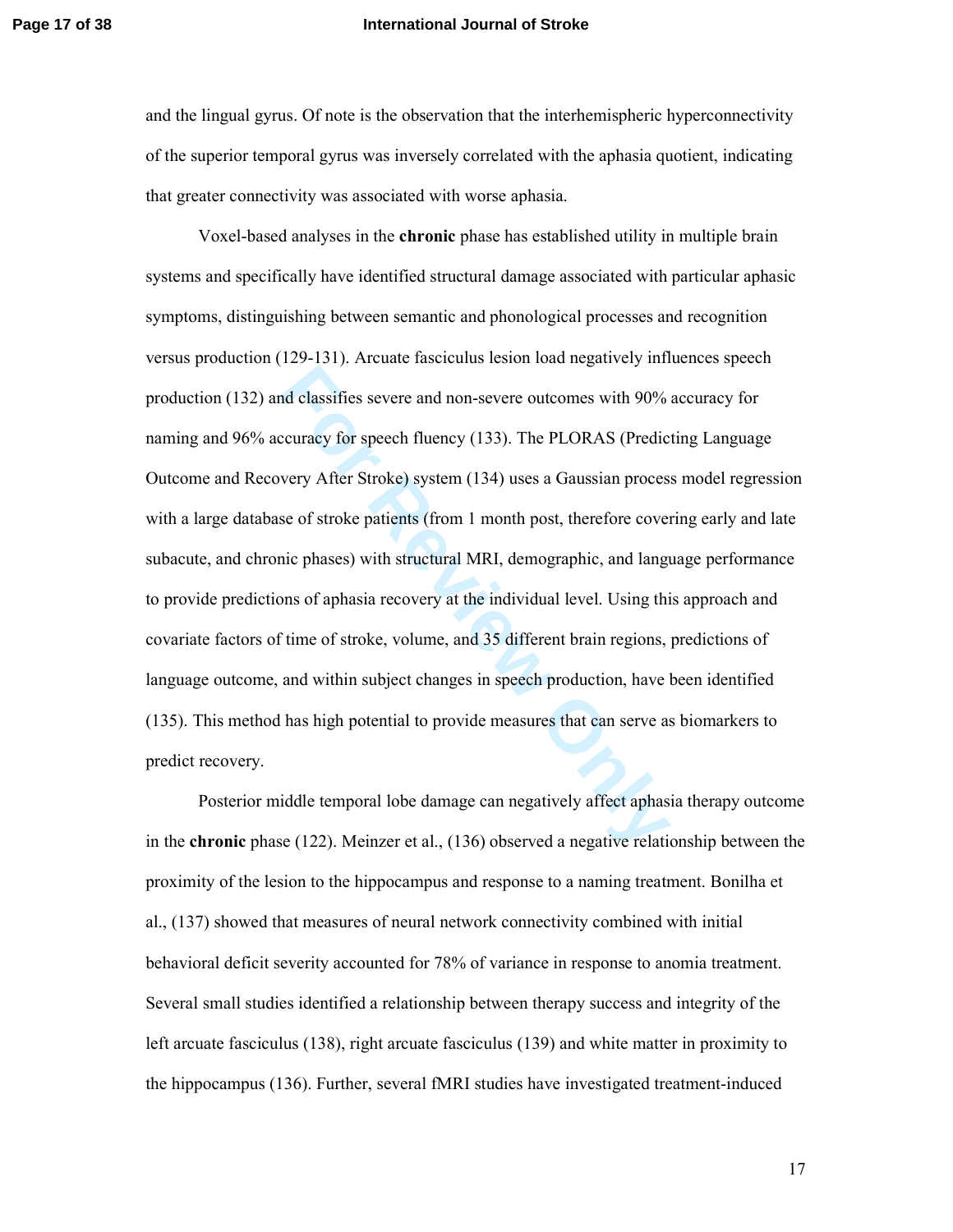and the lingual gyrus. Of note is the observation that the interhemispheric hyperconnectivity of the superior temporal gyrus was inversely correlated with the aphasia quotient, indicating that greater connectivity was associated with worse aphasia.

Voxel-based analyses in the **chronic** phase has established utility in multiple brain systems and specifically have identified structural damage associated with particular aphasic symptoms, distinguishing between semantic and phonological processes and recognition versus production (129-131). Arcuate fasciculus lesion load negatively influences speech production (132) and classifies severe and non-severe outcomes with 90% accuracy for naming and 96% accuracy for speech fluency (133). The PLORAS (Predicting Language Outcome and Recovery After Stroke) system (134) uses a Gaussian process model regression with a large database of stroke patients (from 1 month post, therefore covering early and late subacute, and chronic phases) with structural MRI, demographic, and language performance to provide predictions of aphasia recovery at the individual level. Using this approach and covariate factors of time of stroke, volume, and 35 different brain regions, predictions of language outcome, and within subject changes in speech production, have been identified (135). This method has high potential to provide measures that can serve as biomarkers to predict recovery.

Posterior middle temporal lobe damage can negatively affect aphasia therapy outcome in the **chronic** phase (122). Meinzer et al., (136) observed a negative relationship between the proximity of the lesion to the hippocampus and response to a naming treatment. Bonilha et al., (137) showed that measures of neural network connectivity combined with initial behavioral deficit severity accounted for 78% of variance in response to anomia treatment. Several small studies identified a relationship between therapy success and integrity of the left arcuate fasciculus (138), right arcuate fasciculus (139) and white matter in proximity to the hippocampus (136). Further, several fMRI studies have investigated treatment-induced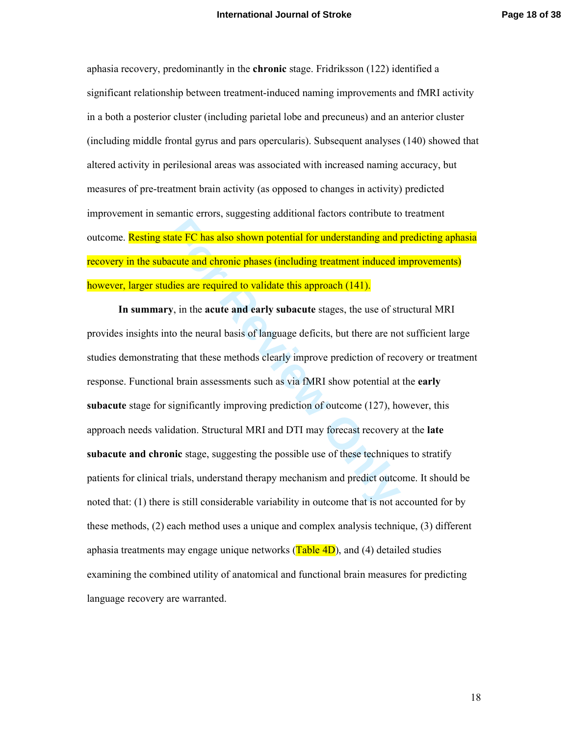aphasia recovery, predominantly in the **chronic** stage. Fridriksson (122) identified a significant relationship between treatment-induced naming improvements and fMRI activity in a both a posterior cluster (including parietal lobe and precuneus) and an anterior cluster (including middle frontal gyrus and pars opercularis). Subsequent analyses (140) showed that altered activity in perilesional areas was associated with increased naming accuracy, but measures of pre-treatment brain activity (as opposed to changes in activity) predicted improvement in semantic errors, suggesting additional factors contribute to treatment outcome. Resting state FC has also shown potential for understanding and predicting aphasia recovery in the subacute and chronic phases (including treatment induced improvements) however, larger studies are required to validate this approach (141).

**In summary**, in the **acute and early subacute** stages, the use of structural MRI provides insights into the neural basis of language deficits, but there are not sufficient large studies demonstrating that these methods clearly improve prediction of recovery or treatment response. Functional brain assessments such as via fMRI show potential at the **early subacute** stage for significantly improving prediction of outcome (127), however, this approach needs validation. Structural MRI and DTI may forecast recovery at the **late subacute and chronic** stage, suggesting the possible use of these techniques to stratify patients for clinical trials, understand therapy mechanism and predict outcome. It should be noted that: (1) there is still considerable variability in outcome that is not accounted for by these methods, (2) each method uses a unique and complex analysis technique, (3) different aphasia treatments may engage unique networks (Table 4D), and (4) detailed studies examining the combined utility of anatomical and functional brain measures for predicting language recovery are warranted.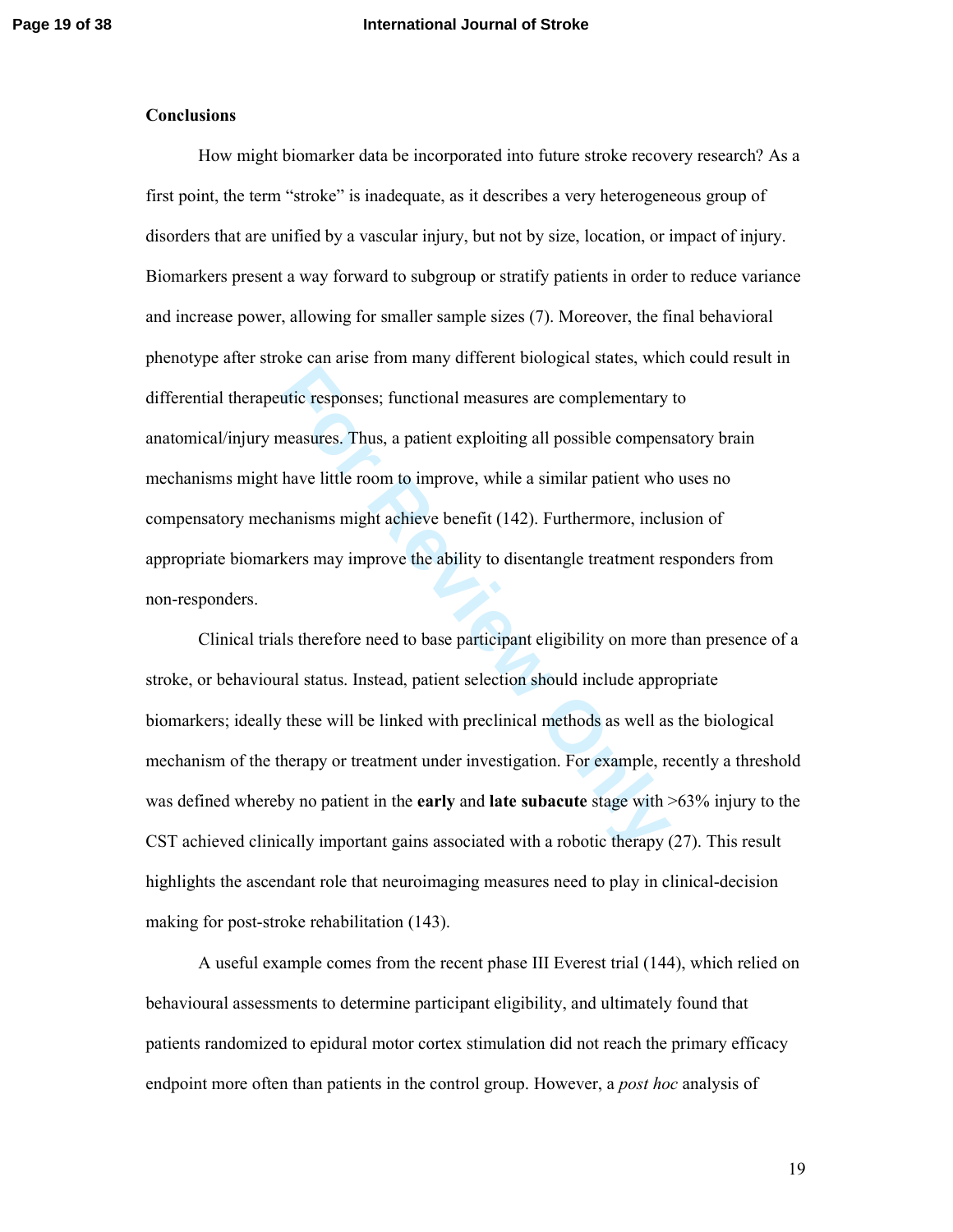**Conclusions**

How might biomarker data be incorporated into future stroke recovery research? As a first point, the term "stroke" is inadequate, as it describes a very heterogeneous group of disorders that are unified by a vascular injury, but not by size, location, or impact of injury. Biomarkers present a way forward to subgroup or stratify patients in order to reduce variance and increase power, allowing for smaller sample sizes (7). Moreover, the final behavioral phenotype after stroke can arise from many different biological states, which could result in differential therapeutic responses; functional measures are complementary to anatomical/injury measures. Thus, a patient exploiting all possible compensatory brain mechanisms might have little room to improve, while a similar patient who uses no compensatory mechanisms might achieve benefit (142). Furthermore, inclusion of appropriate biomarkers may improve the ability to disentangle treatment responders from non-responders.

Clinical trials therefore need to base participant eligibility on more than presence of a stroke, or behavioural status. Instead, patient selection should include appropriate biomarkers; ideally these will be linked with preclinical methods as well as the biological mechanism of the therapy or treatment under investigation. For example, recently a threshold was defined whereby no patient in the **early** and **late subacute** stage with >63% injury to the CST achieved clinically important gains associated with a robotic therapy (27). This result highlights the ascendant role that neuroimaging measures need to play in clinical-decision making for post-stroke rehabilitation (143).

A useful example comes from the recent phase III Everest trial (144), which relied on behavioural assessments to determine participant eligibility, and ultimately found that patients randomized to epidural motor cortex stimulation did not reach the primary efficacy endpoint more often than patients in the control group. However, a *post hoc* analysis of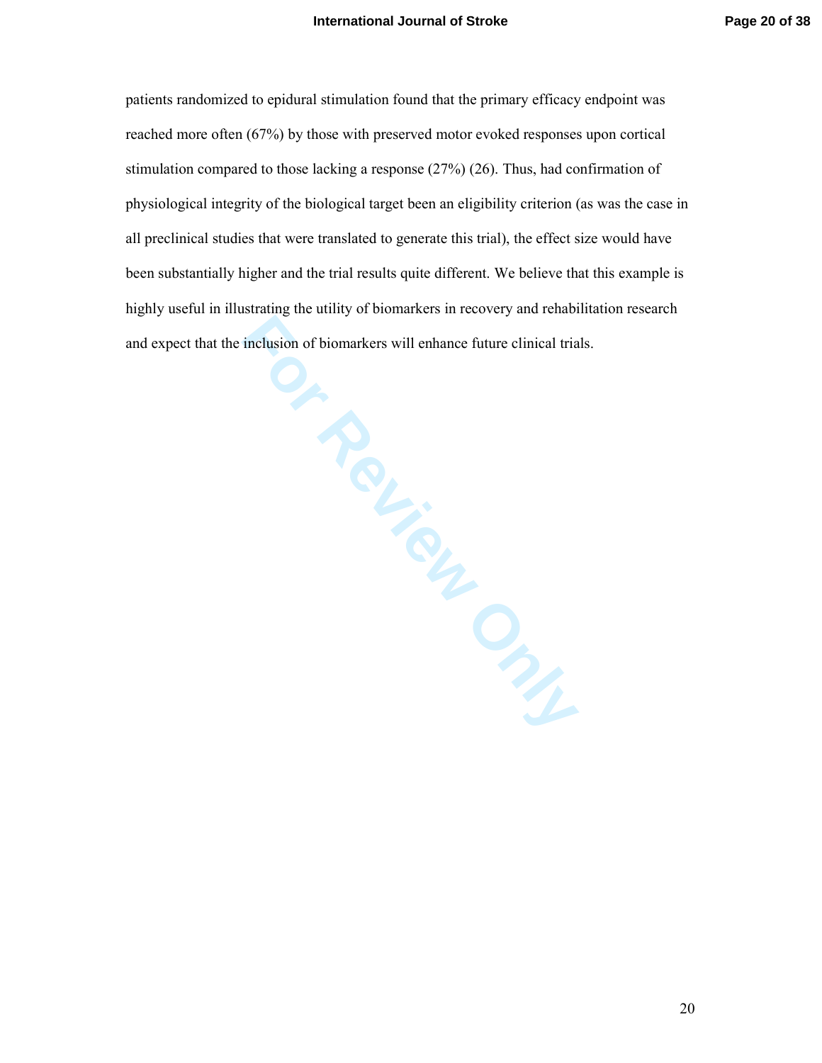patients randomized to epidural stimulation found that the primary efficacy endpoint was reached more often (67%) by those with preserved motor evoked responses upon cortical stimulation compared to those lacking a response (27%) (26). Thus, had confirmation of physiological integrity of the biological target been an eligibility criterion (as was the case in all preclinical studies that were translated to generate this trial), the effect size would have been substantially higher and the trial results quite different. We believe that this example is highly useful in illustrating the utility of biomarkers in recovery and rehabilitation research and expect that the inclusion of biomarkers will enhance future clinical trials.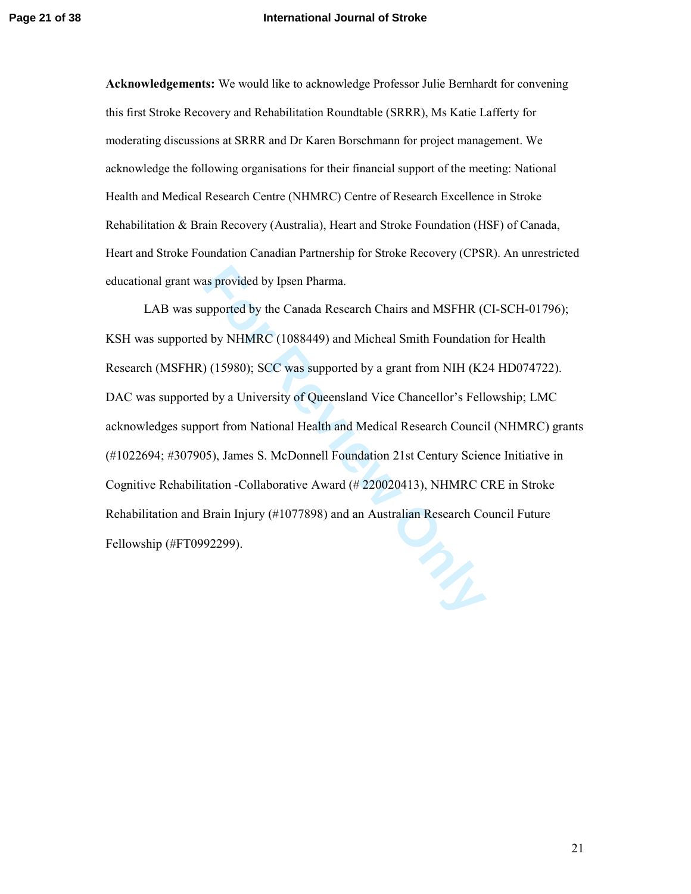**Acknowledgements:** We would like to acknowledge Professor Julie Bernhardt for convening this first Stroke Recovery and Rehabilitation Roundtable (SRRR), Ms Katie Lafferty for moderating discussions at SRRR and Dr Karen Borschmann for project management. We acknowledge the following organisations for their financial support of the meeting: National Health and Medical Research Centre (NHMRC) Centre of Research Excellence in Stroke Rehabilitation & Brain Recovery (Australia), Heart and Stroke Foundation (HSF) of Canada, Heart and Stroke Foundation Canadian Partnership for Stroke Recovery (CPSR). An unrestricted educational grant was provided by Ipsen Pharma.

LAB was supported by the Canada Research Chairs and MSFHR (CI-SCH-01796); KSH was supported by NHMRC (1088449) and Micheal Smith Foundation for Health Research (MSFHR) (15980); SCC was supported by a grant from NIH (K24 HD074722). DAC was supported by a University of Queensland Vice Chancellor's Fellowship; LMC acknowledges support from National Health and Medical Research Council (NHMRC) grants (#1022694; #307905), James S. McDonnell Foundation 21st Century Science Initiative in Cognitive Rehabilitation -Collaborative Award (# 220020413), NHMRC CRE in Stroke Rehabilitation and Brain Injury (#1077898) and an Australian Research Council Future Fellowship (#FT0992299).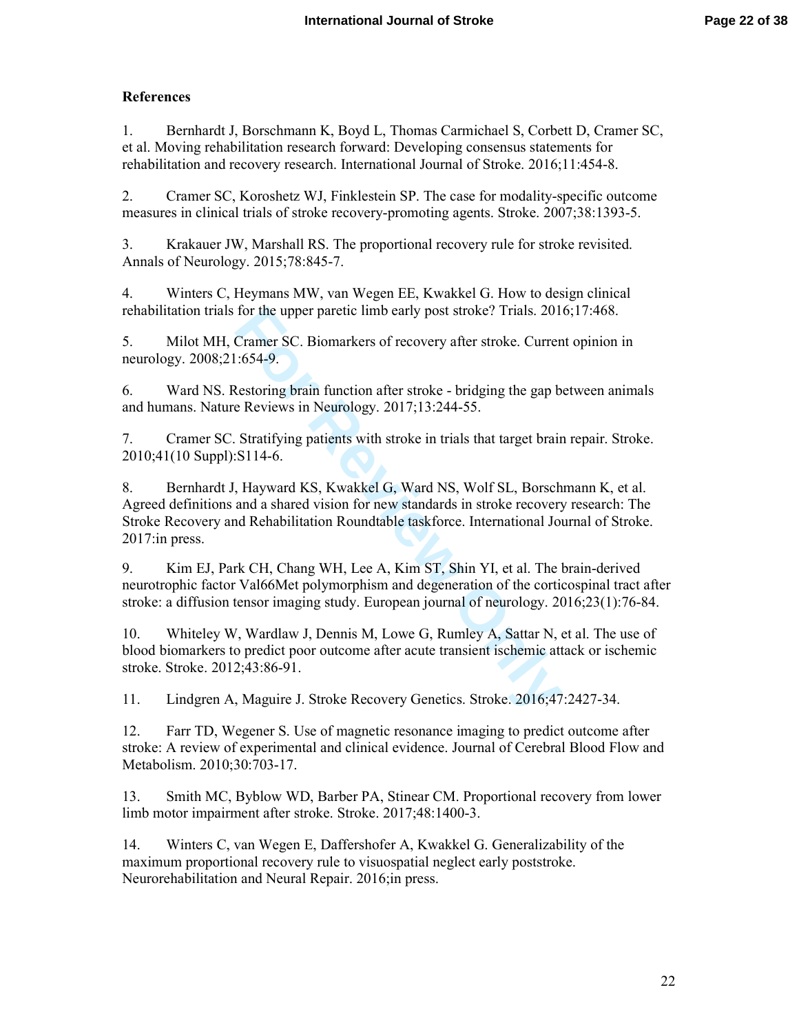**References**

1. Bernhardt J, Borschmann K, Boyd L, Thomas Carmichael S, Corbett D, Cramer SC, et al. Moving rehabilitation research forward: Developing consensus statements for rehabilitation and recovery research. International Journal of Stroke. 2016;11:454-8.

2. Cramer SC, Koroshetz WJ, Finklestein SP. The case for modality-specific outcome measures in clinical trials of stroke recovery-promoting agents. Stroke. 2007;38:1393-5.

3. Krakauer JW, Marshall RS. The proportional recovery rule for stroke revisited. Annals of Neurology. 2015;78:845-7.

4. Winters C, Heymans MW, van Wegen EE, Kwakkel G. How to design clinical rehabilitation trials for the upper paretic limb early post stroke? Trials. 2016;17:468.

5. Milot MH, Cramer SC. Biomarkers of recovery after stroke. Current opinion in neurology. 2008;21:654-9.

6. Ward NS. Restoring brain function after stroke - bridging the gap between animals and humans. Nature Reviews in Neurology. 2017;13:244-55.

7. Cramer SC. Stratifying patients with stroke in trials that target brain repair. Stroke. 2010;41(10 Suppl):S114-6.

8. Bernhardt J, Hayward KS, Kwakkel G, Ward NS, Wolf SL, Borschmann K, et al. Agreed definitions and a shared vision for new standards in stroke recovery research: The Stroke Recovery and Rehabilitation Roundtable taskforce. International Journal of Stroke. 2017:in press.

9. Kim EJ, Park CH, Chang WH, Lee A, Kim ST, Shin YI, et al. The brain-derived neurotrophic factor Val66Met polymorphism and degeneration of the corticospinal tract after stroke: a diffusion tensor imaging study. European journal of neurology. 2016;23(1):76-84.

10. Whiteley W, Wardlaw J, Dennis M, Lowe G, Rumley A, Sattar N, et al. The use of blood biomarkers to predict poor outcome after acute transient ischemic attack or ischemic stroke. Stroke. 2012;43:86-91.

11. Lindgren A, Maguire J. Stroke Recovery Genetics. Stroke. 2016;47:2427-34.

12. Farr TD, Wegener S. Use of magnetic resonance imaging to predict outcome after stroke: A review of experimental and clinical evidence. Journal of Cerebral Blood Flow and Metabolism. 2010;30:703-17.

13. Smith MC, Byblow WD, Barber PA, Stinear CM. Proportional recovery from lower limb motor impairment after stroke. Stroke. 2017;48:1400-3.

14. Winters C, van Wegen E, Daffershofer A, Kwakkel G. Generalizability of the maximum proportional recovery rule to visuospatial neglect early poststroke. Neurorehabilitation and Neural Repair. 2016;in press.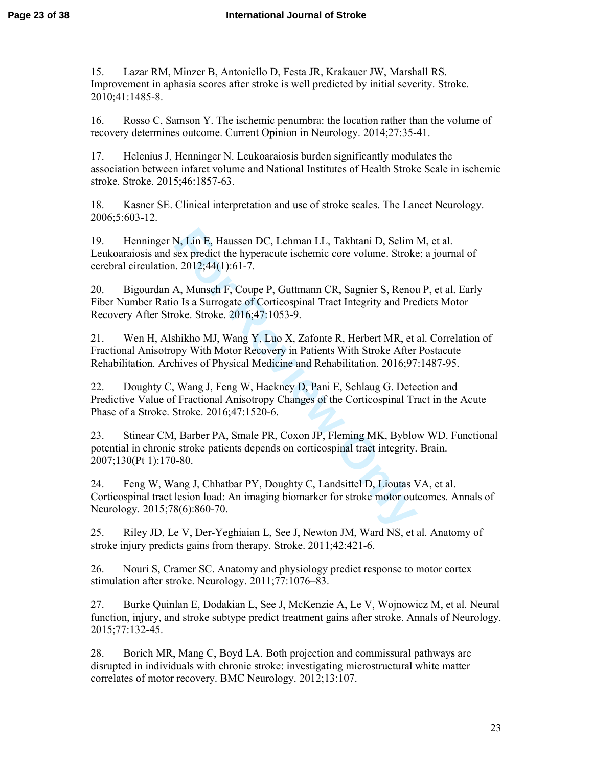15. Lazar RM, Minzer B, Antoniello D, Festa JR, Krakauer JW, Marshall RS. Improvement in aphasia scores after stroke is well predicted by initial severity. Stroke. 2010;41:1485-8.

16. Rosso C, Samson Y. The ischemic penumbra: the location rather than the volume of recovery determines outcome. Current Opinion in Neurology. 2014;27:35-41.

17. Helenius J, Henninger N. Leukoaraiosis burden significantly modulates the association between infarct volume and National Institutes of Health Stroke Scale in ischemic stroke. Stroke. 2015;46:1857-63.

18. Kasner SE. Clinical interpretation and use of stroke scales. The Lancet Neurology. 2006;5:603-12.

19. Henninger N, Lin E, Haussen DC, Lehman LL, Takhtani D, Selim M, et al. Leukoaraiosis and sex predict the hyperacute ischemic core volume. Stroke; a journal of cerebral circulation. 2012;44(1):61-7.

20. Bigourdan A, Munsch F, Coupe P, Guttmann CR, Sagnier S, Renou P, et al. Early Fiber Number Ratio Is a Surrogate of Corticospinal Tract Integrity and Predicts Motor Recovery After Stroke. Stroke. 2016;47:1053-9.

21. Wen H, Alshikho MJ, Wang Y, Luo X, Zafonte R, Herbert MR, et al. Correlation of Fractional Anisotropy With Motor Recovery in Patients With Stroke After Postacute Rehabilitation. Archives of Physical Medicine and Rehabilitation. 2016;97:1487-95.

22. Doughty C, Wang J, Feng W, Hackney D, Pani E, Schlaug G. Detection and Predictive Value of Fractional Anisotropy Changes of the Corticospinal Tract in the Acute Phase of a Stroke. Stroke. 2016;47:1520-6.

23. Stinear CM, Barber PA, Smale PR, Coxon JP, Fleming MK, Byblow WD. Functional potential in chronic stroke patients depends on corticospinal tract integrity. Brain. 2007;130(Pt 1):170-80.

24. Feng W, Wang J, Chhatbar PY, Doughty C, Landsittel D, Lioutas VA, et al. Corticospinal tract lesion load: An imaging biomarker for stroke motor outcomes. Annals of Neurology. 2015;78(6):860-70.

25. Riley JD, Le V, Der-Yeghiaian L, See J, Newton JM, Ward NS, et al. Anatomy of stroke injury predicts gains from therapy. Stroke. 2011;42:421-6.

26. Nouri S, Cramer SC. Anatomy and physiology predict response to motor cortex stimulation after stroke. Neurology. 2011;77:1076–83.

27. Burke Quinlan E, Dodakian L, See J, McKenzie A, Le V, Wojnowicz M, et al. Neural function, injury, and stroke subtype predict treatment gains after stroke. Annals of Neurology. 2015;77:132-45.

28. Borich MR, Mang C, Boyd LA. Both projection and commissural pathways are disrupted in individuals with chronic stroke: investigating microstructural white matter correlates of motor recovery. BMC Neurology. 2012;13:107.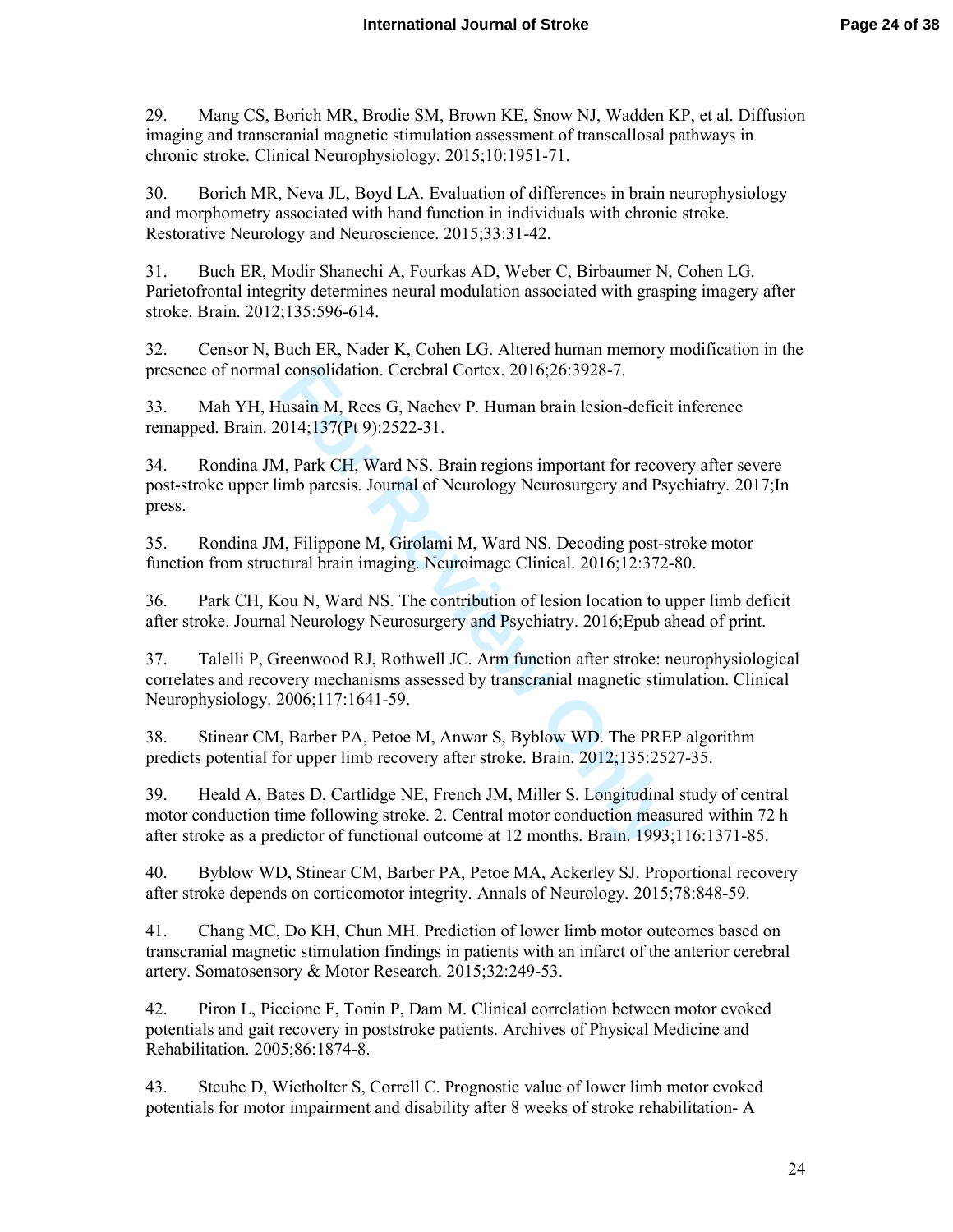29. Mang CS, Borich MR, Brodie SM, Brown KE, Snow NJ, Wadden KP, et al. Diffusion imaging and transcranial magnetic stimulation assessment of transcallosal pathways in chronic stroke. Clinical Neurophysiology. 2015;10:1951-71.

30. Borich MR, Neva JL, Boyd LA. Evaluation of differences in brain neurophysiology and morphometry associated with hand function in individuals with chronic stroke. Restorative Neurology and Neuroscience. 2015;33:31-42.

31. Buch ER, Modir Shanechi A, Fourkas AD, Weber C, Birbaumer N, Cohen LG. Parietofrontal integrity determines neural modulation associated with grasping imagery after stroke. Brain. 2012;135:596-614.

32. Censor N, Buch ER, Nader K, Cohen LG. Altered human memory modification in the presence of normal consolidation. Cerebral Cortex. 2016;26:3928-7.

33. Mah YH, Husain M, Rees G, Nachev P. Human brain lesion-deficit inference remapped. Brain. 2014;137(Pt 9):2522-31.

34. Rondina JM, Park CH, Ward NS. Brain regions important for recovery after severe post-stroke upper limb paresis. Journal of Neurology Neurosurgery and Psychiatry. 2017;In press.

35. Rondina JM, Filippone M, Girolami M, Ward NS. Decoding post-stroke motor function from structural brain imaging. Neuroimage Clinical. 2016;12:372-80.

36. Park CH, Kou N, Ward NS. The contribution of lesion location to upper limb deficit after stroke. Journal Neurology Neurosurgery and Psychiatry. 2016;Epub ahead of print.

37. Talelli P, Greenwood RJ, Rothwell JC. Arm function after stroke: neurophysiological correlates and recovery mechanisms assessed by transcranial magnetic stimulation. Clinical Neurophysiology. 2006;117:1641-59.

38. Stinear CM, Barber PA, Petoe M, Anwar S, Byblow WD. The PREP algorithm predicts potential for upper limb recovery after stroke. Brain. 2012;135:2527-35.

39. Heald A, Bates D, Cartlidge NE, French JM, Miller S. Longitudinal study of central motor conduction time following stroke. 2. Central motor conduction measured within 72 h after stroke as a predictor of functional outcome at 12 months. Brain. 1993;116:1371-85.

40. Byblow WD, Stinear CM, Barber PA, Petoe MA, Ackerley SJ. Proportional recovery after stroke depends on corticomotor integrity. Annals of Neurology. 2015;78:848-59.

41. Chang MC, Do KH, Chun MH. Prediction of lower limb motor outcomes based on transcranial magnetic stimulation findings in patients with an infarct of the anterior cerebral artery. Somatosensory & Motor Research. 2015;32:249-53.

42. Piron L, Piccione F, Tonin P, Dam M. Clinical correlation between motor evoked potentials and gait recovery in poststroke patients. Archives of Physical Medicine and Rehabilitation. 2005;86:1874-8.

43. Steube D, Wietholter S, Correll C. Prognostic value of lower limb motor evoked potentials for motor impairment and disability after 8 weeks of stroke rehabilitation- A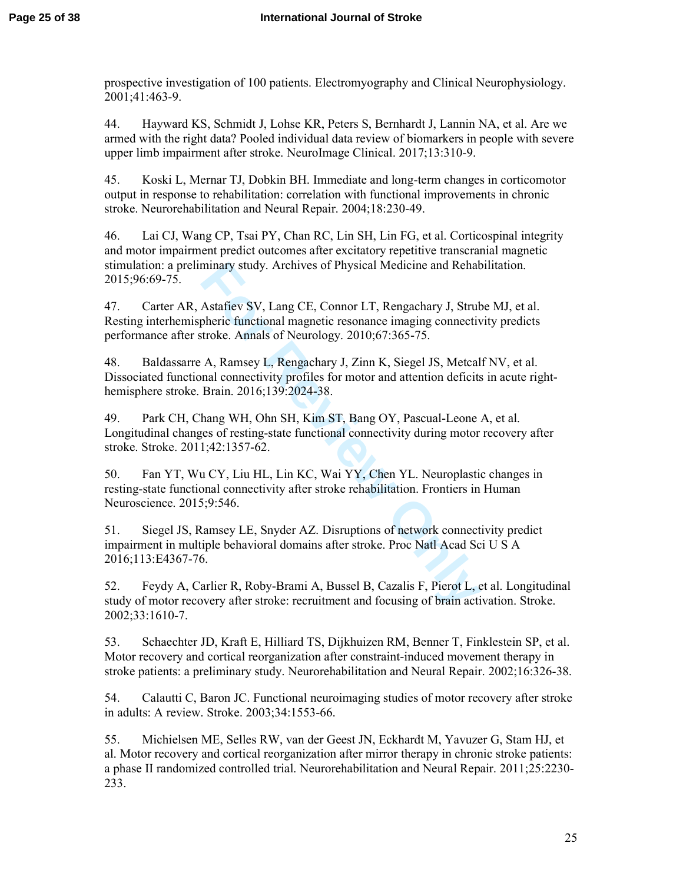prospective investigation of 100 patients. Electromyography and Clinical Neurophysiology. 2001;41:463-9.

44. Hayward KS, Schmidt J, Lohse KR, Peters S, Bernhardt J, Lannin NA, et al. Are we armed with the right data? Pooled individual data review of biomarkers in people with severe upper limb impairment after stroke. NeuroImage Clinical. 2017;13:310-9.

45. Koski L, Mernar TJ, Dobkin BH. Immediate and long-term changes in corticomotor output in response to rehabilitation: correlation with functional improvements in chronic stroke. Neurorehabilitation and Neural Repair. 2004;18:230-49.

46. Lai CJ, Wang CP, Tsai PY, Chan RC, Lin SH, Lin FG, et al. Corticospinal integrity and motor impairment predict outcomes after excitatory repetitive transcranial magnetic stimulation: a preliminary study. Archives of Physical Medicine and Rehabilitation. 2015;96:69-75.

47. Carter AR, Astafiev SV, Lang CE, Connor LT, Rengachary J, Strube MJ, et al. Resting interhemispheric functional magnetic resonance imaging connectivity predicts performance after stroke. Annals of Neurology. 2010;67:365-75.

48. Baldassarre A, Ramsey L, Rengachary J, Zinn K, Siegel JS, Metcalf NV, et al. Dissociated functional connectivity profiles for motor and attention deficits in acute right-hemisphere stroke. Brain. 2016;139:2024-38.

49. Park CH, Chang WH, Ohn SH, Kim ST, Bang OY, Pascual-Leone A, et al. Longitudinal changes of resting-state functional connectivity during motor recovery after stroke. Stroke. 2011;42:1357-62.

50. Fan YT, Wu CY, Liu HL, Lin KC, Wai YY, Chen YL. Neuroplastic changes in resting-state functional connectivity after stroke rehabilitation. Frontiers in Human Neuroscience. 2015;9:546.

51. Siegel JS, Ramsey LE, Snyder AZ. Disruptions of network connectivity predict impairment in multiple behavioral domains after stroke. Proc Natl Acad Sci U S A 2016;113:E4367-76.

52. Feydy A, Carlier R, Roby-Brami A, Bussel B, Cazalis F, Pierot L, et al. Longitudinal study of motor recovery after stroke: recruitment and focusing of brain activation. Stroke. 2002;33:1610-7.

53. Schaechter JD, Kraft E, Hilliard TS, Dijkhuizen RM, Benner T, Finklestein SP, et al. Motor recovery and cortical reorganization after constraint-induced movement therapy in stroke patients: a preliminary study. Neurorehabilitation and Neural Repair. 2002;16:326-38.

54. Calautti C, Baron JC. Functional neuroimaging studies of motor recovery after stroke in adults: A review. Stroke. 2003;34:1553-66.

55. Michielsen ME, Selles RW, van der Geest JN, Eckhardt M, Yavuzer G, Stam HJ, et al. Motor recovery and cortical reorganization after mirror therapy in chronic stroke patients: a phase II randomized controlled trial. Neurorehabilitation and Neural Repair. 2011;25:2230-233.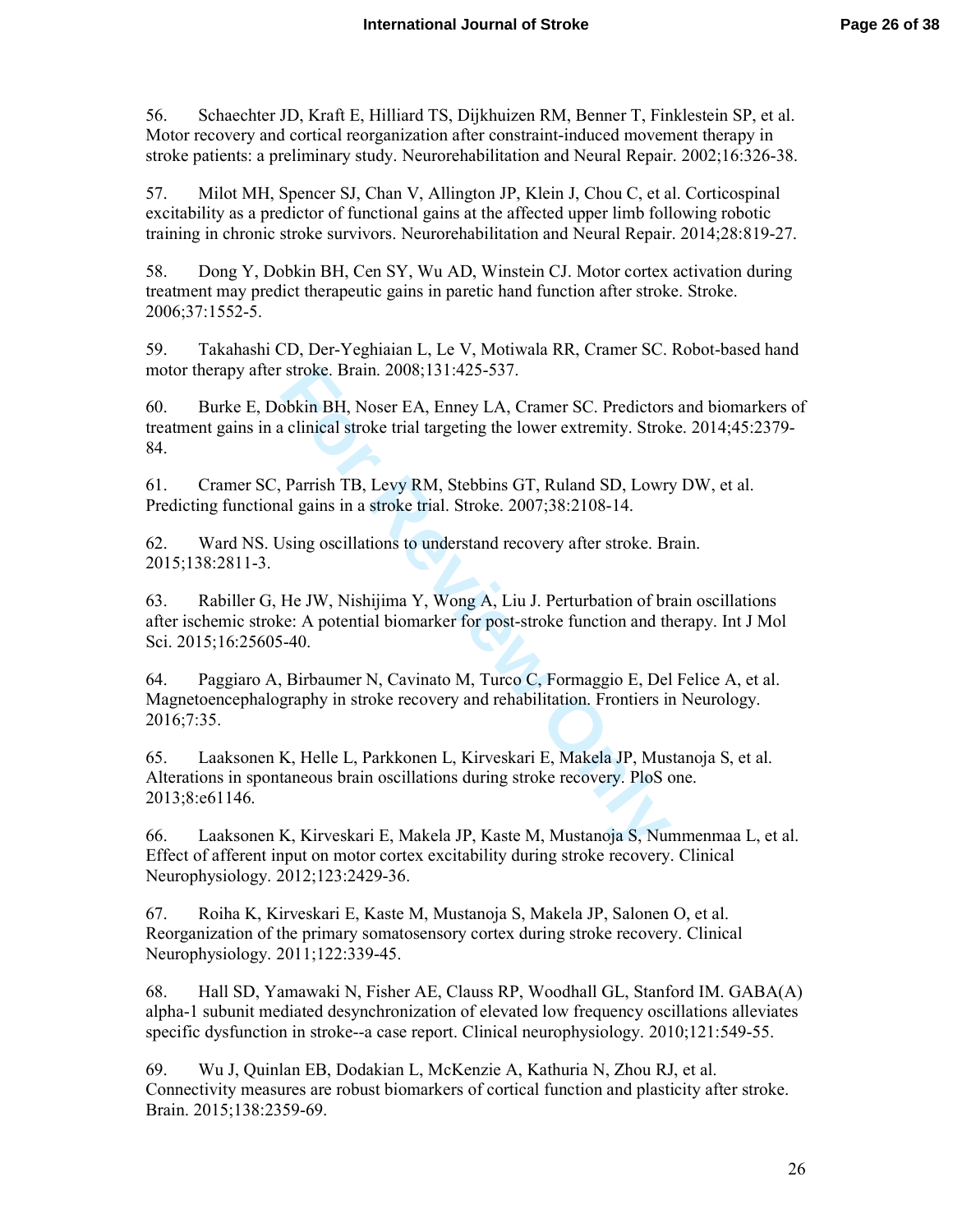56. Schaechter JD, Kraft E, Hilliard TS, Dijkhuizen RM, Benner T, Finklestein SP, et al. Motor recovery and cortical reorganization after constraint-induced movement therapy in stroke patients: a preliminary study. Neurorehabilitation and Neural Repair. 2002;16:326-38.

57. Milot MH, Spencer SJ, Chan V, Allington JP, Klein J, Chou C, et al. Corticospinal excitability as a predictor of functional gains at the affected upper limb following robotic training in chronic stroke survivors. Neurorehabilitation and Neural Repair. 2014;28:819-27.

58. Dong Y, Dobkin BH, Cen SY, Wu AD, Winstein CJ. Motor cortex activation during treatment may predict therapeutic gains in paretic hand function after stroke. Stroke. 2006;37:1552-5.

59. Takahashi CD, Der-Yeghiaian L, Le V, Motiwala RR, Cramer SC. Robot-based hand motor therapy after stroke. Brain. 2008;131:425-537.

60. Burke E, Dobkin BH, Noser EA, Enney LA, Cramer SC. Predictors and biomarkers of treatment gains in a clinical stroke trial targeting the lower extremity. Stroke. 2014;45:2379-84.

61. Cramer SC, Parrish TB, Levy RM, Stebbins GT, Ruland SD, Lowry DW, et al. Predicting functional gains in a stroke trial. Stroke. 2007;38:2108-14.

62. Ward NS. Using oscillations to understand recovery after stroke. Brain. 2015;138:2811-3.

63. Rabiller G, He JW, Nishijima Y, Wong A, Liu J. Perturbation of brain oscillations after ischemic stroke: A potential biomarker for post-stroke function and therapy. Int J Mol Sci. 2015;16:25605-40.

64. Paggiaro A, Birbaumer N, Cavinato M, Turco C, Formaggio E, Del Felice A, et al. Magnetoencephalography in stroke recovery and rehabilitation. Frontiers in Neurology. 2016;7:35.

65. Laaksonen K, Helle L, Parkkonen L, Kirveskari E, Makela JP, Mustanoja S, et al. Alterations in spontaneous brain oscillations during stroke recovery. PloS one. 2013;8:e61146.

66. Laaksonen K, Kirveskari E, Makela JP, Kaste M, Mustanoja S, Nummenmaa L, et al. Effect of afferent input on motor cortex excitability during stroke recovery. Clinical Neurophysiology. 2012;123:2429-36.

67. Roiha K, Kirveskari E, Kaste M, Mustanoja S, Makela JP, Salonen O, et al. Reorganization of the primary somatosensory cortex during stroke recovery. Clinical Neurophysiology. 2011;122:339-45.

68. Hall SD, Yamawaki N, Fisher AE, Clauss RP, Woodhall GL, Stanford IM. GABA(A) alpha-1 subunit mediated desynchronization of elevated low frequency oscillations alleviates specific dysfunction in stroke--a case report. Clinical neurophysiology. 2010;121:549-55.

69. Wu J, Quinlan EB, Dodakian L, McKenzie A, Kathuria N, Zhou RJ, et al. Connectivity measures are robust biomarkers of cortical function and plasticity after stroke. Brain. 2015;138:2359-69.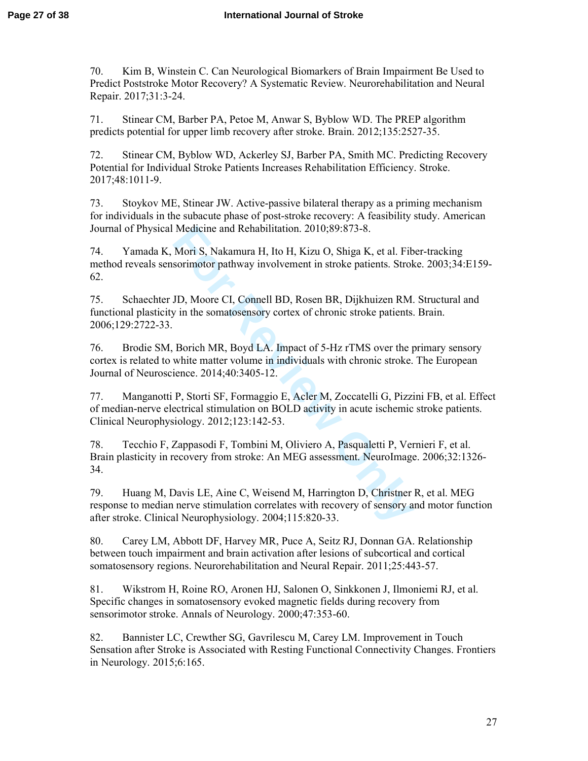70. Kim B, Winstein C. Can Neurological Biomarkers of Brain Impairment Be Used to Predict Poststroke Motor Recovery? A Systematic Review. Neurorehabilitation and Neural Repair. 2017;31:3-24.

71. Stinear CM, Barber PA, Petoe M, Anwar S, Byblow WD. The PREP algorithm predicts potential for upper limb recovery after stroke. Brain. 2012;135:2527-35.

72. Stinear CM, Byblow WD, Ackerley SJ, Barber PA, Smith MC. Predicting Recovery Potential for Individual Stroke Patients Increases Rehabilitation Efficiency. Stroke. 2017;48:1011-9.

73. Stoykov ME, Stinear JW. Active-passive bilateral therapy as a priming mechanism for individuals in the subacute phase of post-stroke recovery: A feasibility study. American Journal of Physical Medicine and Rehabilitation. 2010;89:873-8.

74. Yamada K, Mori S, Nakamura H, Ito H, Kizu O, Shiga K, et al. Fiber-tracking method reveals sensorimotor pathway involvement in stroke patients. Stroke. 2003;34:E159-62.

75. Schaechter JD, Moore CI, Connell BD, Rosen BR, Dijkhuizen RM. Structural and functional plasticity in the somatosensory cortex of chronic stroke patients. Brain. 2006;129:2722-33.

76. Brodie SM, Borich MR, Boyd LA. Impact of 5-Hz rTMS over the primary sensory cortex is related to white matter volume in individuals with chronic stroke. The European Journal of Neuroscience. 2014;40:3405-12.

77. Manganotti P, Storti SF, Formaggio E, Acler M, Zoccatelli G, Pizzini FB, et al. Effect of median-nerve electrical stimulation on BOLD activity in acute ischemic stroke patients. Clinical Neurophysiology. 2012;123:142-53.

78. Tecchio F, Zappasodi F, Tombini M, Oliviero A, Pasqualetti P, Vernieri F, et al. Brain plasticity in recovery from stroke: An MEG assessment. NeuroImage. 2006;32:1326-34.

79. Huang M, Davis LE, Aine C, Weisend M, Harrington D, Christner R, et al. MEG response to median nerve stimulation correlates with recovery of sensory and motor function after stroke. Clinical Neurophysiology. 2004;115:820-33.

80. Carey LM, Abbott DF, Harvey MR, Puce A, Seitz RJ, Donnan GA. Relationship between touch impairment and brain activation after lesions of subcortical and cortical somatosensory regions. Neurorehabilitation and Neural Repair. 2011;25:443-57.

81. Wikstrom H, Roine RO, Aronen HJ, Salonen O, Sinkkonen J, Ilmoniemi RJ, et al. Specific changes in somatosensory evoked magnetic fields during recovery from sensorimotor stroke. Annals of Neurology. 2000;47:353-60.

82. Bannister LC, Crewther SG, Gavrilescu M, Carey LM. Improvement in Touch Sensation after Stroke is Associated with Resting Functional Connectivity Changes. Frontiers in Neurology. 2015;6:165.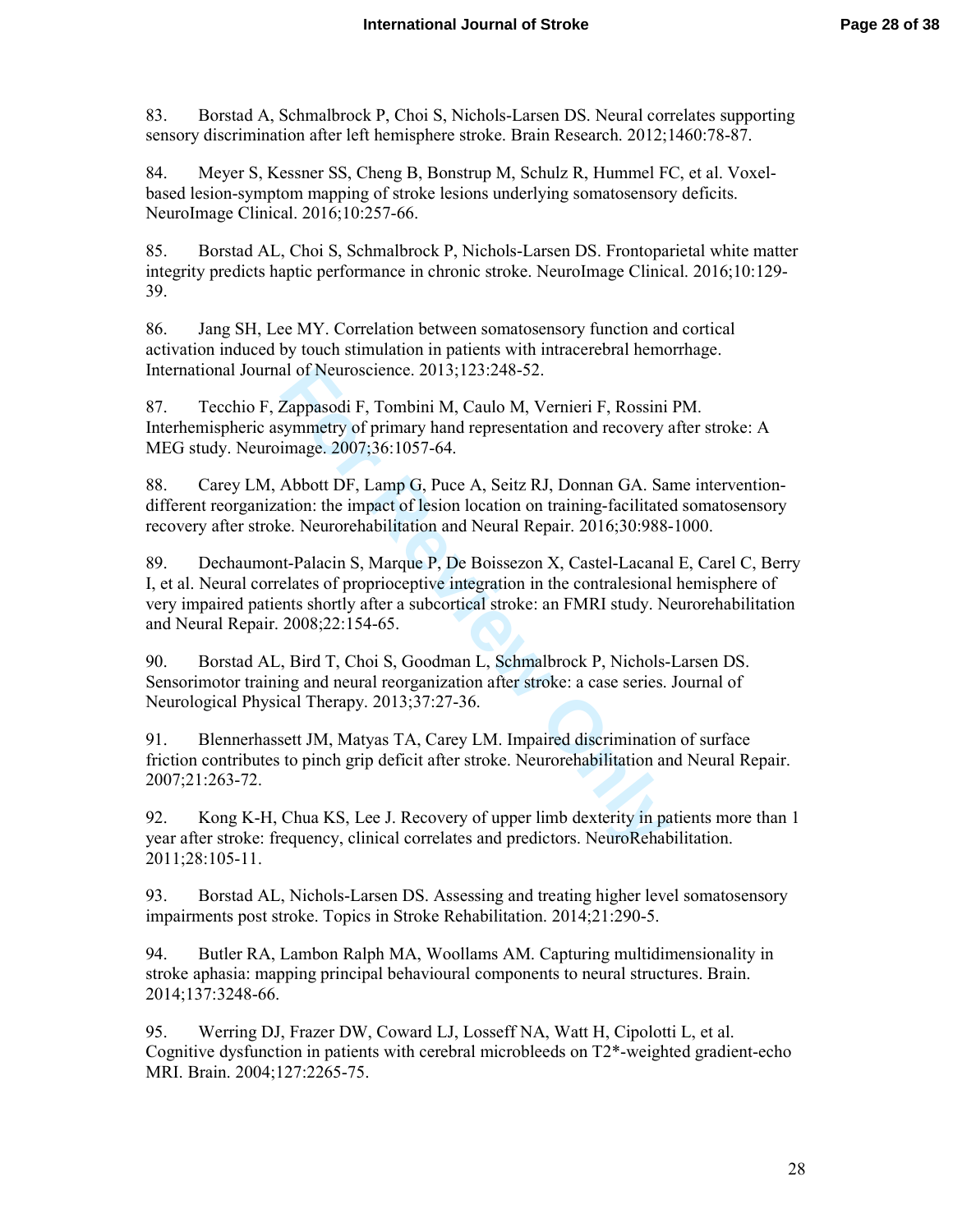83. Borstad A, Schmalbrock P, Choi S, Nichols-Larsen DS. Neural correlates supporting sensory discrimination after left hemisphere stroke. Brain Research. 2012;1460:78-87.

84. Meyer S, Kessner SS, Cheng B, Bonstrup M, Schulz R, Hummel FC, et al. Voxel-based lesion-symptom mapping of stroke lesions underlying somatosensory deficits. NeuroImage Clinical. 2016;10:257-66.

85. Borstad AL, Choi S, Schmalbrock P, Nichols-Larsen DS. Frontoparietal white matter integrity predicts haptic performance in chronic stroke. NeuroImage Clinical. 2016;10:129-39.

86. Jang SH, Lee MY. Correlation between somatosensory function and cortical activation induced by touch stimulation in patients with intracerebral hemorrhage. International Journal of Neuroscience. 2013;123:248-52.

87. Tecchio F, Zappasodi F, Tombini M, Caulo M, Vernieri F, Rossini PM. Interhemispheric asymmetry of primary hand representation and recovery after stroke: A MEG study. Neuroimage. 2007;36:1057-64.

88. Carey LM, Abbott DF, Lamp G, Puce A, Seitz RJ, Donnan GA. Same intervention-different reorganization: the impact of lesion location on training-facilitated somatosensory recovery after stroke. Neurorehabilitation and Neural Repair. 2016;30:988-1000.

89. Dechaumont-Palacin S, Marque P, De Boissezon X, Castel-Lacanal E, Carel C, Berry I, et al. Neural correlates of proprioceptive integration in the contralesional hemisphere of very impaired patients shortly after a subcortical stroke: an FMRI study. Neurorehabilitation and Neural Repair. 2008;22:154-65.

90. Borstad AL, Bird T, Choi S, Goodman L, Schmalbrock P, Nichols-Larsen DS. Sensorimotor training and neural reorganization after stroke: a case series. Journal of Neurological Physical Therapy. 2013;37:27-36.

91. Blennerhassett JM, Matyas TA, Carey LM. Impaired discrimination of surface friction contributes to pinch grip deficit after stroke. Neurorehabilitation and Neural Repair. 2007;21:263-72.

92. Kong K-H, Chua KS, Lee J. Recovery of upper limb dexterity in patients more than 1 year after stroke: frequency, clinical correlates and predictors. NeuroRehabilitation. 2011;28:105-11.

93. Borstad AL, Nichols-Larsen DS. Assessing and treating higher level somatosensory impairments post stroke. Topics in Stroke Rehabilitation. 2014;21:290-5.

94. Butler RA, Lambon Ralph MA, Woollams AM. Capturing multidimensionality in stroke aphasia: mapping principal behavioural components to neural structures. Brain. 2014;137:3248-66.

95. Werring DJ, Frazer DW, Coward LJ, Losseff NA, Watt H, Cipolotti L, et al. Cognitive dysfunction in patients with cerebral microbleeds on T2*-weighted gradient-echo MRI. Brain. 2004;127:2265-75.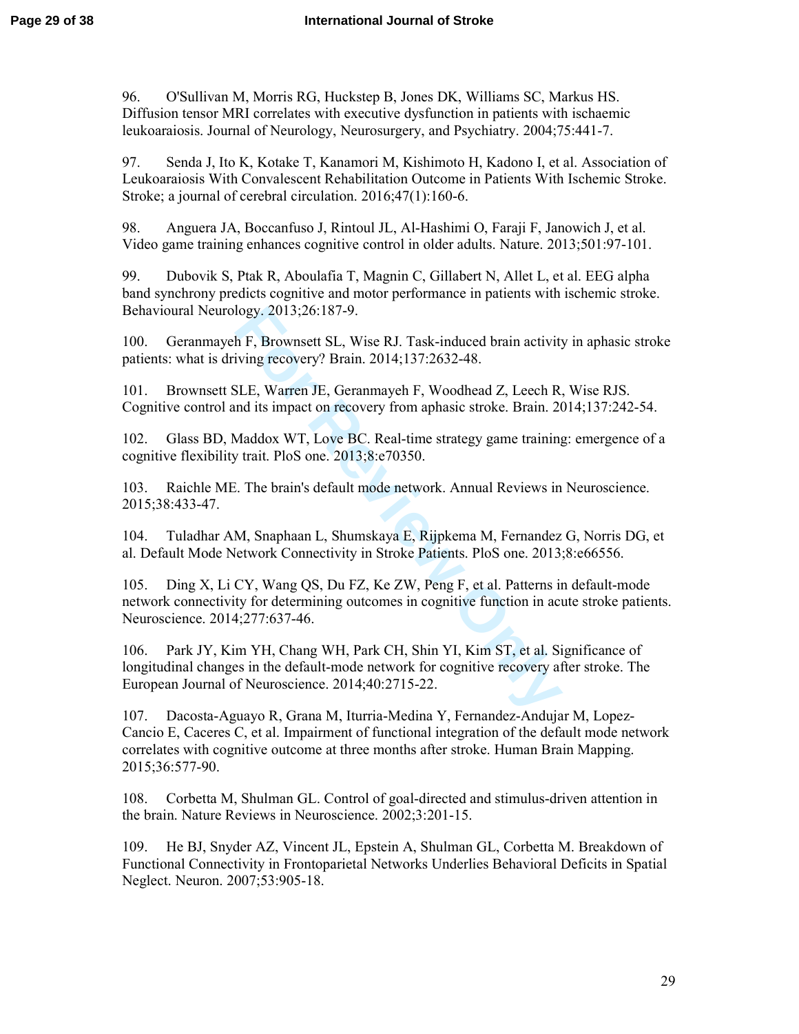96. O'Sullivan M, Morris RG, Huckstep B, Jones DK, Williams SC, Markus HS. Diffusion tensor MRI correlates with executive dysfunction in patients with ischaemic leukoaraiosis. Journal of Neurology, Neurosurgery, and Psychiatry. 2004;75:441-7.

97. Senda J, Ito K, Kotake T, Kanamori M, Kishimoto H, Kadono I, et al. Association of Leukoaraiosis With Convalescent Rehabilitation Outcome in Patients With Ischemic Stroke. Stroke; a journal of cerebral circulation. 2016;47(1):160-6.

98. Anguera JA, Boccanfuso J, Rintoul JL, Al-Hashimi O, Faraji F, Janowich J, et al. Video game training enhances cognitive control in older adults. Nature. 2013;501:97-101.

99. Dubovik S, Ptak R, Aboulafia T, Magnin C, Gillabert N, Allet L, et al. EEG alpha band synchrony predicts cognitive and motor performance in patients with ischemic stroke. Behavioural Neurology. 2013;26:187-9.

100. Geranmayeh F, Brownsett SL, Wise RJ. Task-induced brain activity in aphasic stroke patients: what is driving recovery? Brain. 2014;137:2632-48.

101. Brownsett SLE, Warren JE, Geranmayeh F, Woodhead Z, Leech R, Wise RJS. Cognitive control and its impact on recovery from aphasic stroke. Brain. 2014;137:242-54.

102. Glass BD, Maddox WT, Love BC. Real-time strategy game training: emergence of a cognitive flexibility trait. PloS one. 2013;8:e70350.

103. Raichle ME. The brain's default mode network. Annual Reviews in Neuroscience. 2015;38:433-47.

104. Tuladhar AM, Snaphaan L, Shumskaya E, Rijpkema M, Fernandez G, Norris DG, et al. Default Mode Network Connectivity in Stroke Patients. PloS one. 2013;8:e66556.

105. Ding X, Li CY, Wang QS, Du FZ, Ke ZW, Peng F, et al. Patterns in default-mode network connectivity for determining outcomes in cognitive function in acute stroke patients. Neuroscience. 2014;277:637-46.

106. Park JY, Kim YH, Chang WH, Park CH, Shin YI, Kim ST, et al. Significance of longitudinal changes in the default-mode network for cognitive recovery after stroke. The European Journal of Neuroscience. 2014;40:2715-22.

107. Dacosta-Aguayo R, Grana M, Iturria-Medina Y, Fernandez-Andujar M, Lopez-Cancio E, Caceres C, et al. Impairment of functional integration of the default mode network correlates with cognitive outcome at three months after stroke. Human Brain Mapping. 2015;36:577-90.

108. Corbetta M, Shulman GL. Control of goal-directed and stimulus-driven attention in the brain. Nature Reviews in Neuroscience. 2002;3:201-15.

109. He BJ, Snyder AZ, Vincent JL, Epstein A, Shulman GL, Corbetta M. Breakdown of Functional Connectivity in Frontoparietal Networks Underlies Behavioral Deficits in Spatial Neglect. Neuron. 2007;53:905-18.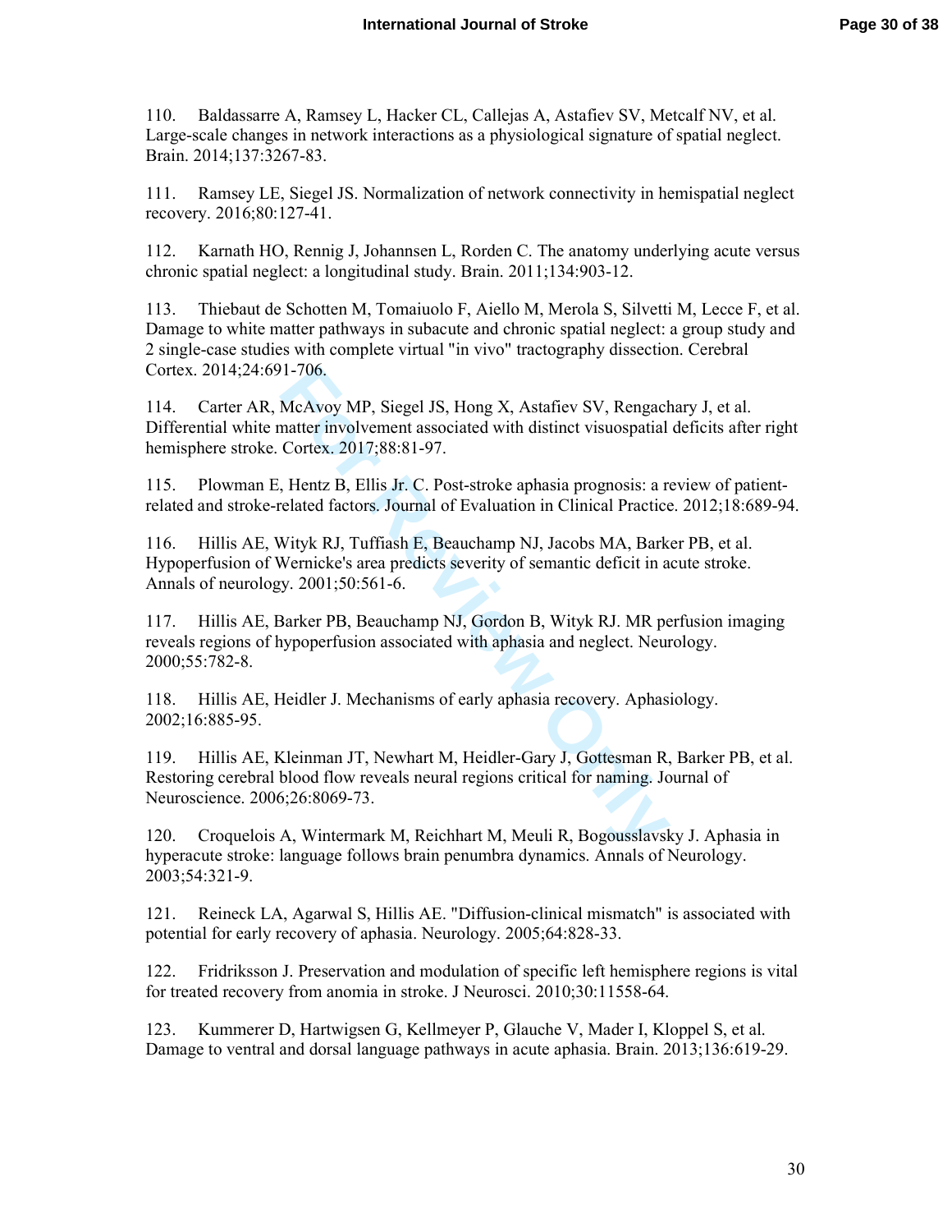110. Baldassarre A, Ramsey L, Hacker CL, Callejas A, Astafiev SV, Metcalf NV, et al. Large-scale changes in network interactions as a physiological signature of spatial neglect. Brain. 2014;137:3267-83.

111. Ramsey LE, Siegel JS. Normalization of network connectivity in hemispatial neglect recovery. 2016;80:127-41.

112. Karnath HO, Rennig J, Johannsen L, Rorden C. The anatomy underlying acute versus chronic spatial neglect: a longitudinal study. Brain. 2011;134:903-12.

113. Thiebaut de Schotten M, Tomaiuolo F, Aiello M, Merola S, Silvetti M, Lecce F, et al. Damage to white matter pathways in subacute and chronic spatial neglect: a group study and 2 single-case studies with complete virtual "in vivo" tractography dissection. Cerebral Cortex. 2014;24:691-706.

114. Carter AR, McAvoy MP, Siegel JS, Hong X, Astafiev SV, Rengachary J, et al. Differential white matter involvement associated with distinct visuospatial deficits after right hemisphere stroke. Cortex. 2017;88:81-97.

115. Plowman E, Hentz B, Ellis Jr. C. Post-stroke aphasia prognosis: a review of patient-related and stroke-related factors. Journal of Evaluation in Clinical Practice. 2012;18:689-94.

116. Hillis AE, Wityk RJ, Tuffiash E, Beauchamp NJ, Jacobs MA, Barker PB, et al. Hypoperfusion of Wernicke's area predicts severity of semantic deficit in acute stroke. Annals of neurology. 2001;50:561-6.

117. Hillis AE, Barker PB, Beauchamp NJ, Gordon B, Wityk RJ. MR perfusion imaging reveals regions of hypoperfusion associated with aphasia and neglect. Neurology. 2000;55:782-8.

118. Hillis AE, Heidler J. Mechanisms of early aphasia recovery. Aphasiology. 2002;16:885-95.

119. Hillis AE, Kleinman JT, Newhart M, Heidler-Gary J, Gottesman R, Barker PB, et al. Restoring cerebral blood flow reveals neural regions critical for naming. Journal of Neuroscience. 2006;26:8069-73.

120. Croquelois A, Wintermark M, Reichhart M, Meuli R, Bogousslavsky J. Aphasia in hyperacute stroke: language follows brain penumbra dynamics. Annals of Neurology. 2003;54:321-9.

121. Reineck LA, Agarwal S, Hillis AE. "Diffusion-clinical mismatch" is associated with potential for early recovery of aphasia. Neurology. 2005;64:828-33.

122. Fridriksson J. Preservation and modulation of specific left hemisphere regions is vital for treated recovery from anomia in stroke. J Neurosci. 2010;30:11558-64.

123. Kummerer D, Hartwigsen G, Kellmeyer P, Glauche V, Mader I, Kloppel S, et al. Damage to ventral and dorsal language pathways in acute aphasia. Brain. 2013;136:619-29.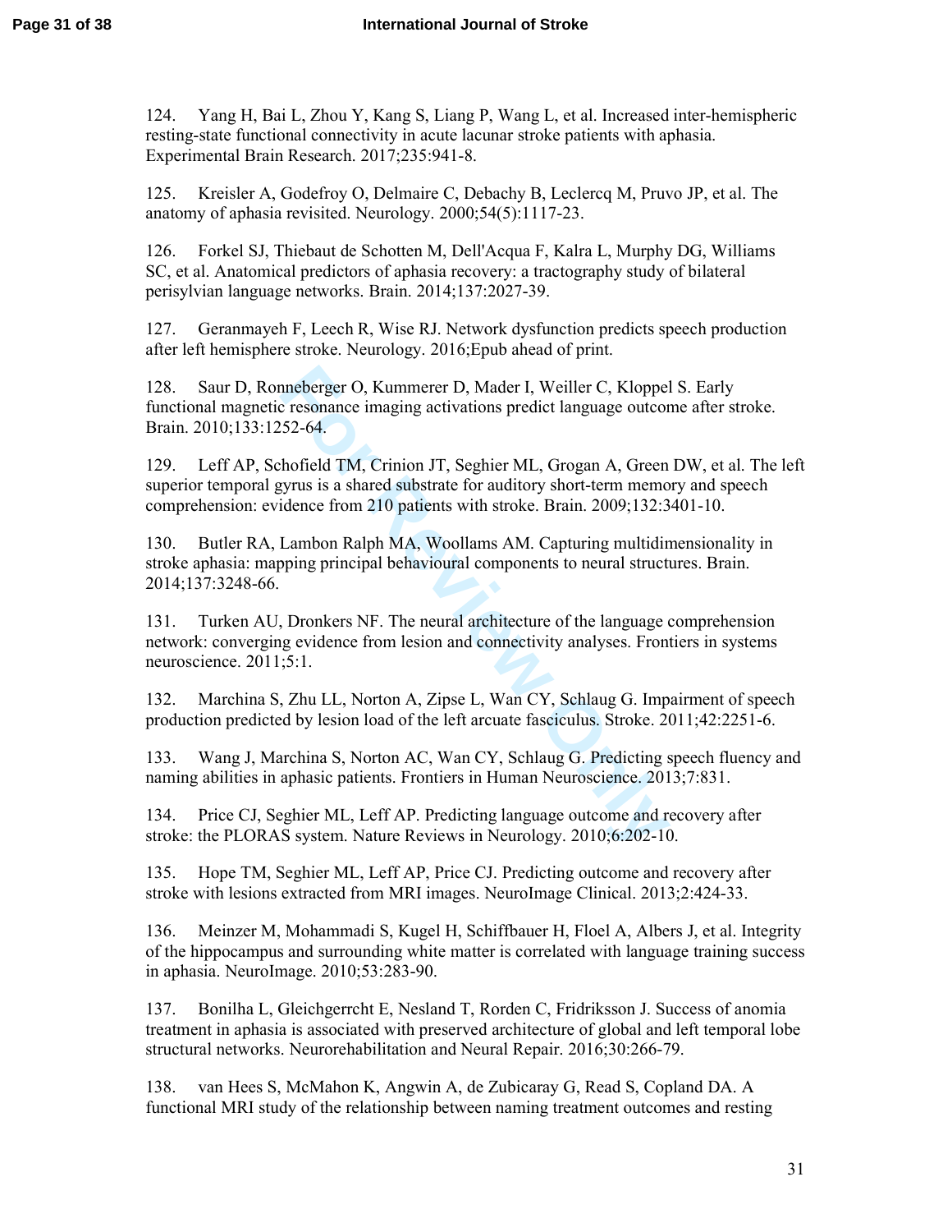124. Yang H, Bai L, Zhou Y, Kang S, Liang P, Wang L, et al. Increased inter-hemispheric resting-state functional connectivity in acute lacunar stroke patients with aphasia. Experimental Brain Research. 2017;235:941-8.

125. Kreisler A, Godefroy O, Delmaire C, Debachy B, Leclercq M, Pruvo JP, et al. The anatomy of aphasia revisited. Neurology. 2000;54(5):1117-23.

126. Forkel SJ, Thiebaut de Schotten M, Dell'Acqua F, Kalra L, Murphy DG, Williams SC, et al. Anatomical predictors of aphasia recovery: a tractography study of bilateral perisylvian language networks. Brain. 2014;137:2027-39.

127. Geranmayeh F, Leech R, Wise RJ. Network dysfunction predicts speech production after left hemisphere stroke. Neurology. 2016;Epub ahead of print.

128. Saur D, Ronneberger O, Kummerer D, Mader I, Weiller C, Kloppel S. Early functional magnetic resonance imaging activations predict language outcome after stroke. Brain. 2010;133:1252-64.

129. Leff AP, Schofield TM, Crinion JT, Seghier ML, Grogan A, Green DW, et al. The left superior temporal gyrus is a shared substrate for auditory short-term memory and speech comprehension: evidence from 210 patients with stroke. Brain. 2009;132:3401-10.

130. Butler RA, Lambon Ralph MA, Woollams AM. Capturing multidimensionality in stroke aphasia: mapping principal behavioural components to neural structures. Brain. 2014;137:3248-66.

131. Turken AU, Dronkers NF. The neural architecture of the language comprehension network: converging evidence from lesion and connectivity analyses. Frontiers in systems neuroscience. 2011;5:1.

132. Marchina S, Zhu LL, Norton A, Zipse L, Wan CY, Schlaug G. Impairment of speech production predicted by lesion load of the left arcuate fasciculus. Stroke. 2011;42:2251-6.

133. Wang J, Marchina S, Norton AC, Wan CY, Schlaug G. Predicting speech fluency and naming abilities in aphasic patients. Frontiers in Human Neuroscience. 2013;7:831.

134. Price CJ, Seghier ML, Leff AP. Predicting language outcome and recovery after stroke: the PLORAS system. Nature Reviews in Neurology. 2010;6:202-10.

135. Hope TM, Seghier ML, Leff AP, Price CJ. Predicting outcome and recovery after stroke with lesions extracted from MRI images. NeuroImage Clinical. 2013;2:424-33.

136. Meinzer M, Mohammadi S, Kugel H, Schiffbauer H, Floel A, Albers J, et al. Integrity of the hippocampus and surrounding white matter is correlated with language training success in aphasia. NeuroImage. 2010;53:283-90.

137. Bonilha L, Gleichgerrcht E, Nesland T, Rorden C, Fridriksson J. Success of anomia treatment in aphasia is associated with preserved architecture of global and left temporal lobe structural networks. Neurorehabilitation and Neural Repair. 2016;30:266-79.

138. van Hees S, McMahon K, Angwin A, de Zubicaray G, Read S, Copland DA. A functional MRI study of the relationship between naming treatment outcomes and resting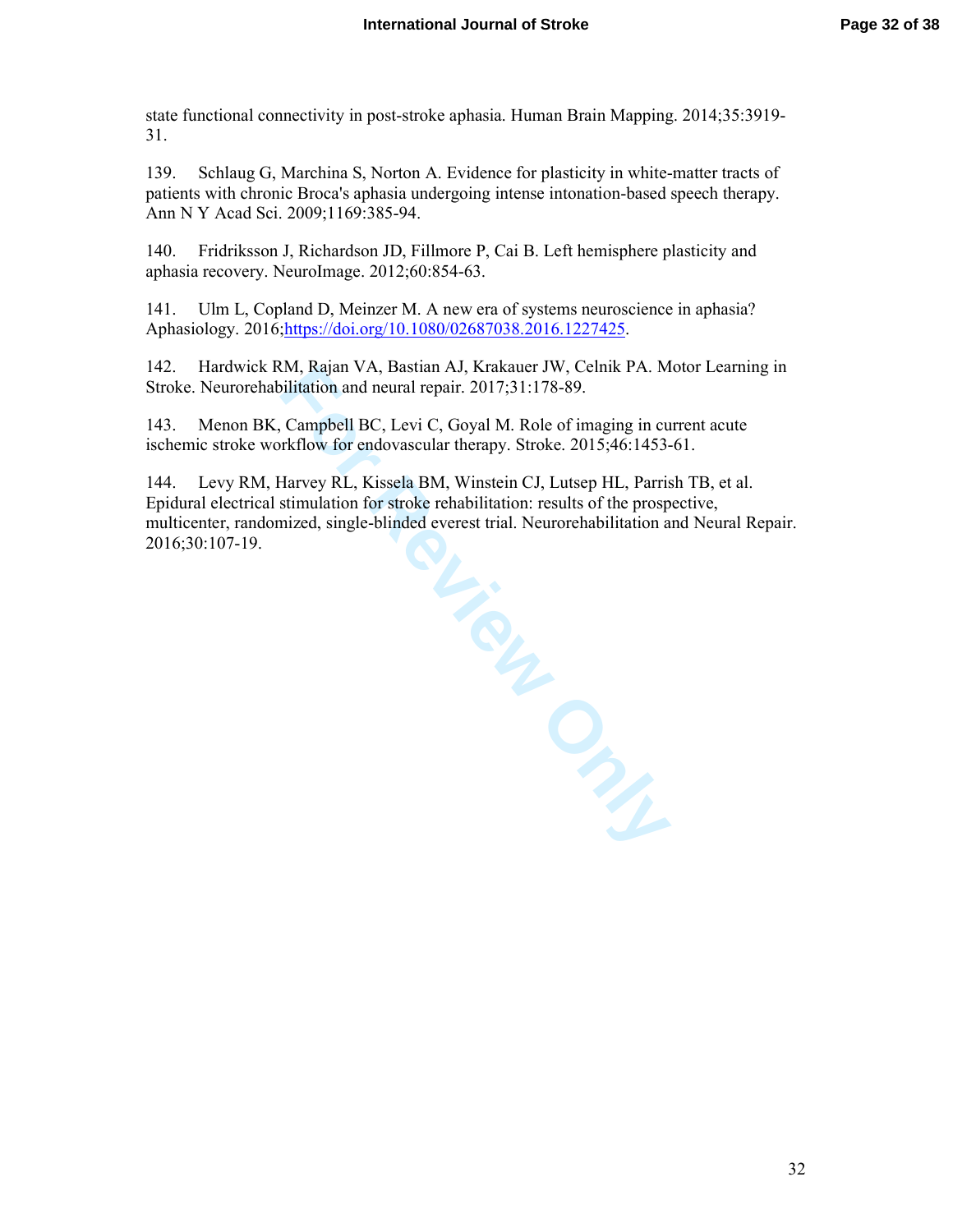state functional connectivity in post-stroke aphasia. Human Brain Mapping. 2014;35:3919-31.

139. Schlaug G, Marchina S, Norton A. Evidence for plasticity in white-matter tracts of patients with chronic Broca's aphasia undergoing intense intonation-based speech therapy. Ann N Y Acad Sci. 2009;1169:385-94.

140. Fridriksson J, Richardson JD, Fillmore P, Cai B. Left hemisphere plasticity and aphasia recovery. NeuroImage. 2012;60:854-63.

141. Ulm L, Copland D, Meinzer M. A new era of systems neuroscience in aphasia? Aphasiology. 2016;https://doi.org/10.1080/02687038.2016.1227425.

142. Hardwick RM, Rajan VA, Bastian AJ, Krakauer JW, Celnik PA. Motor Learning in Stroke. Neurorehabilitation and neural repair. 2017;31:178-89.

143. Menon BK, Campbell BC, Levi C, Goyal M. Role of imaging in current acute ischemic stroke workflow for endovascular therapy. Stroke. 2015;46:1453-61.

144. Levy RM, Harvey RL, Kissela BM, Winstein CJ, Lutsep HL, Parrish TB, et al. Epidural electrical stimulation for stroke rehabilitation: results of the prospective, multicenter, randomized, single-blinded everest trial. Neurorehabilitation and Neural Repair. 2016;30:107-19.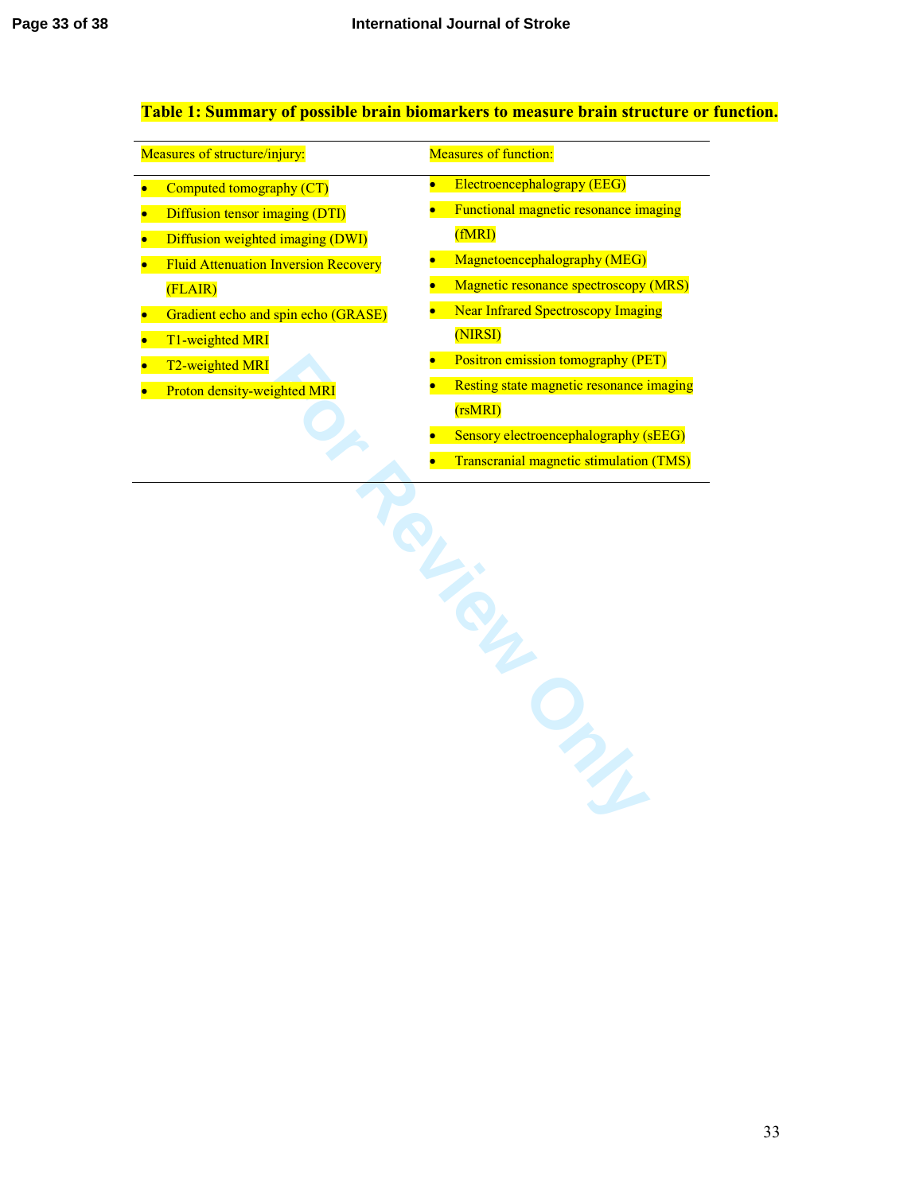**Table 1: Summary of possible brain biomarkers to measure brain structure or function.**

| Measures of structure/injury: | Measures of function: |
|---|---|
| • Computed tomography (CT)<br>• Diffusion tensor imaging (DTI)<br>• Diffusion weighted imaging (DWI)<br>• Fluid Attenuation Inversion Recovery (FLAIR)<br>• Gradient echo and spin echo (GRASE)<br>• T1-weighted MRI<br>• T2-weighted MRI<br>• Proton density-weighted MRI | • Electroencephalograpy (EEG)<br>• Functional magnetic resonance imaging (fMRI)<br>• Magnetoencephalography (MEG)<br>• Magnetic resonance spectroscopy (MRS)<br>• Near Infrared Spectroscopy Imaging (NIRSI)<br>• Positron emission tomography (PET)<br>• Resting state magnetic resonance imaging (rsMRI)<br>• Sensory electroencephalography (sEEG)<br>• Transcranial magnetic stimulation (TMS) |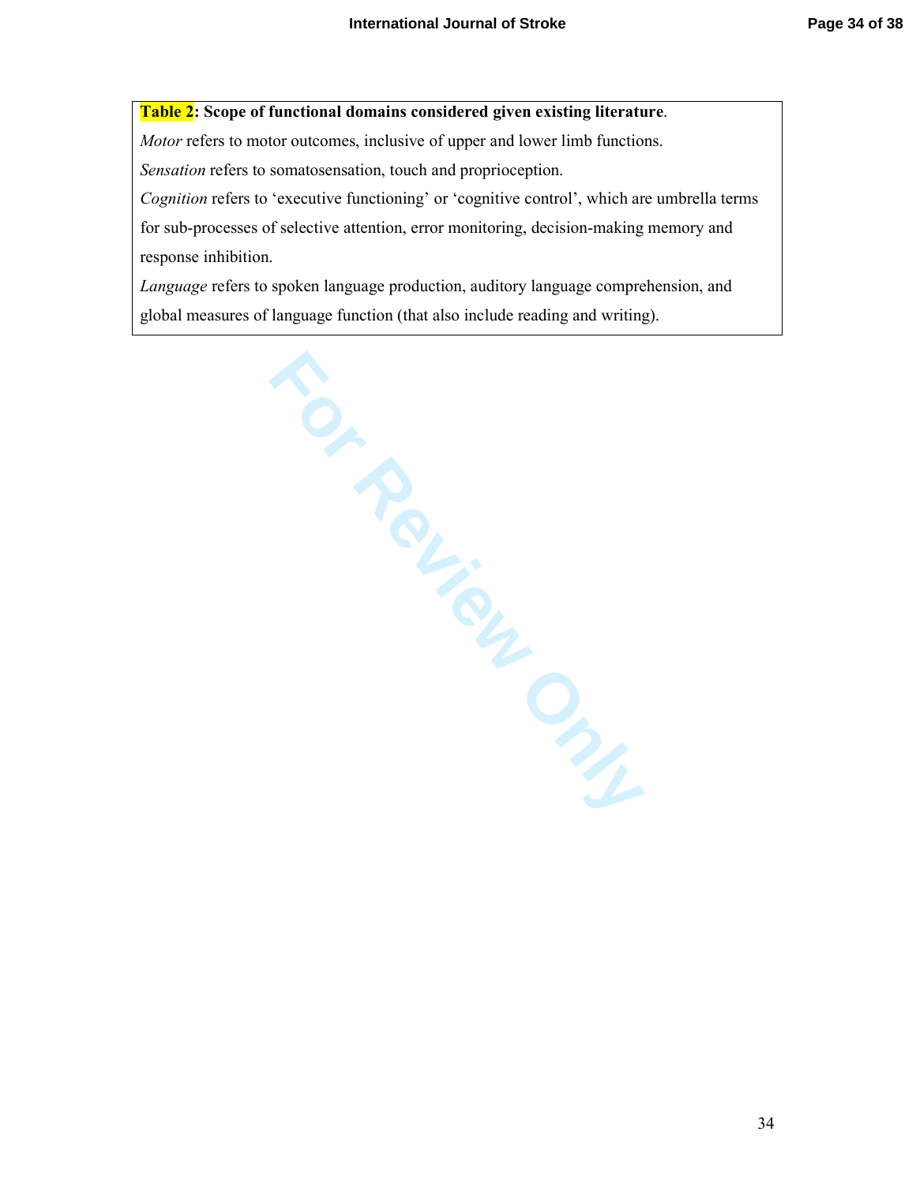**Table 2: Scope of functional domains considered given existing literature**.

*Motor* refers to motor outcomes, inclusive of upper and lower limb functions.

*Sensation* refers to somatosensation, touch and proprioception.

*Cognition* refers to 'executive functioning' or 'cognitive control', which are umbrella terms for sub-processes of selective attention, error monitoring, decision-making memory and response inhibition.

*Language* refers to spoken language production, auditory language comprehension, and global measures of language function (that also include reading and writing).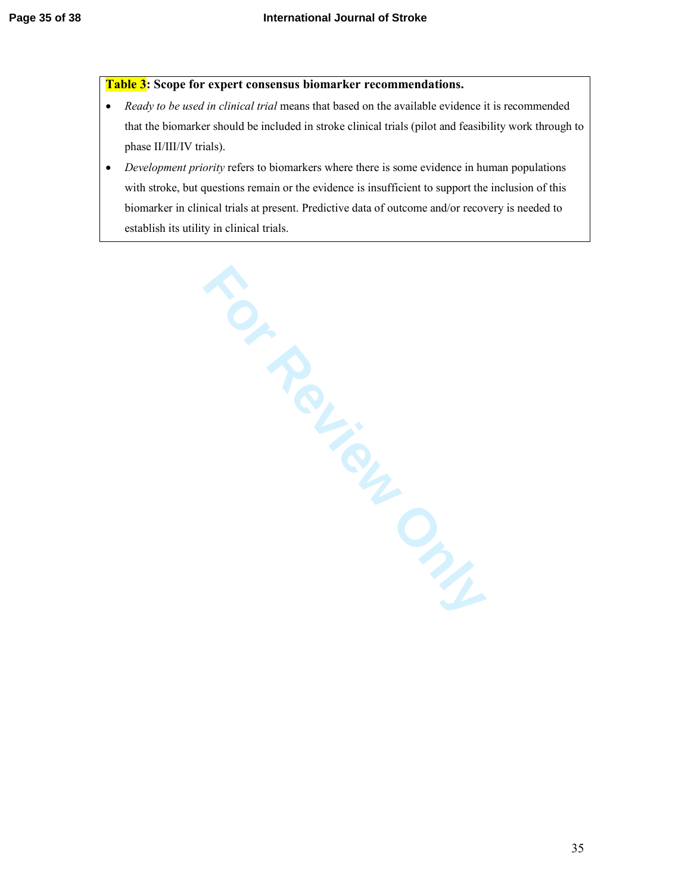**Table 3: Scope for expert consensus biomarker recommendations.**

- *Ready to be used in clinical trial* means that based on the available evidence it is recommended that the biomarker should be included in stroke clinical trials (pilot and feasibility work through to phase II/III/IV trials).
- *Development priority* refers to biomarkers where there is some evidence in human populations with stroke, but questions remain or the evidence is insufficient to support the inclusion of this biomarker in clinical trials at present. Predictive data of outcome and/or recovery is needed to establish its utility in clinical trials.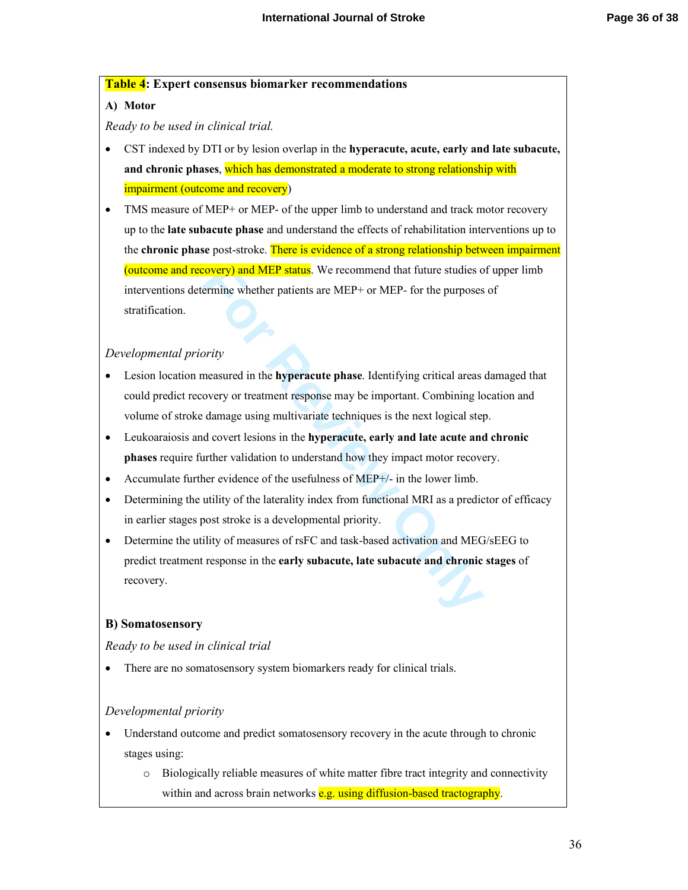**Table 4: Expert consensus biomarker recommendations**

**A) Motor**

*Ready to be used in clinical trial.*

- CST indexed by DTI or by lesion overlap in the **hyperacute, acute, early and late subacute, and chronic phases**, which has demonstrated a moderate to strong relationship with impairment (outcome and recovery)
- TMS measure of MEP+ or MEP- of the upper limb to understand and track motor recovery up to the **late subacute phase** and understand the effects of rehabilitation interventions up to the **chronic phase** post-stroke. There is evidence of a strong relationship between impairment (outcome and recovery) and MEP status. We recommend that future studies of upper limb interventions determine whether patients are MEP+ or MEP- for the purposes of stratification.

*Developmental priority*

- Lesion location measured in the **hyperacute phase**. Identifying critical areas damaged that could predict recovery or treatment response may be important. Combining location and volume of stroke damage using multivariate techniques is the next logical step.
- Leukoaraiosis and covert lesions in the **hyperacute, early and late acute and chronic phases** require further validation to understand how they impact motor recovery.
- Accumulate further evidence of the usefulness of MEP+/- in the lower limb.
- Determining the utility of the laterality index from functional MRI as a predictor of efficacy in earlier stages post stroke is a developmental priority.
- Determine the utility of measures of rsFC and task-based activation and MEG/sEEG to predict treatment response in the **early subacute, late subacute and chronic stages** of recovery.

**B) Somatosensory**

*Ready to be used in clinical trial*

- There are no somatosensory system biomarkers ready for clinical trials.

*Developmental priority*

- Understand outcome and predict somatosensory recovery in the acute through to chronic stages using:
  - Biologically reliable measures of white matter fibre tract integrity and connectivity within and across brain networks e.g. using diffusion-based tractography.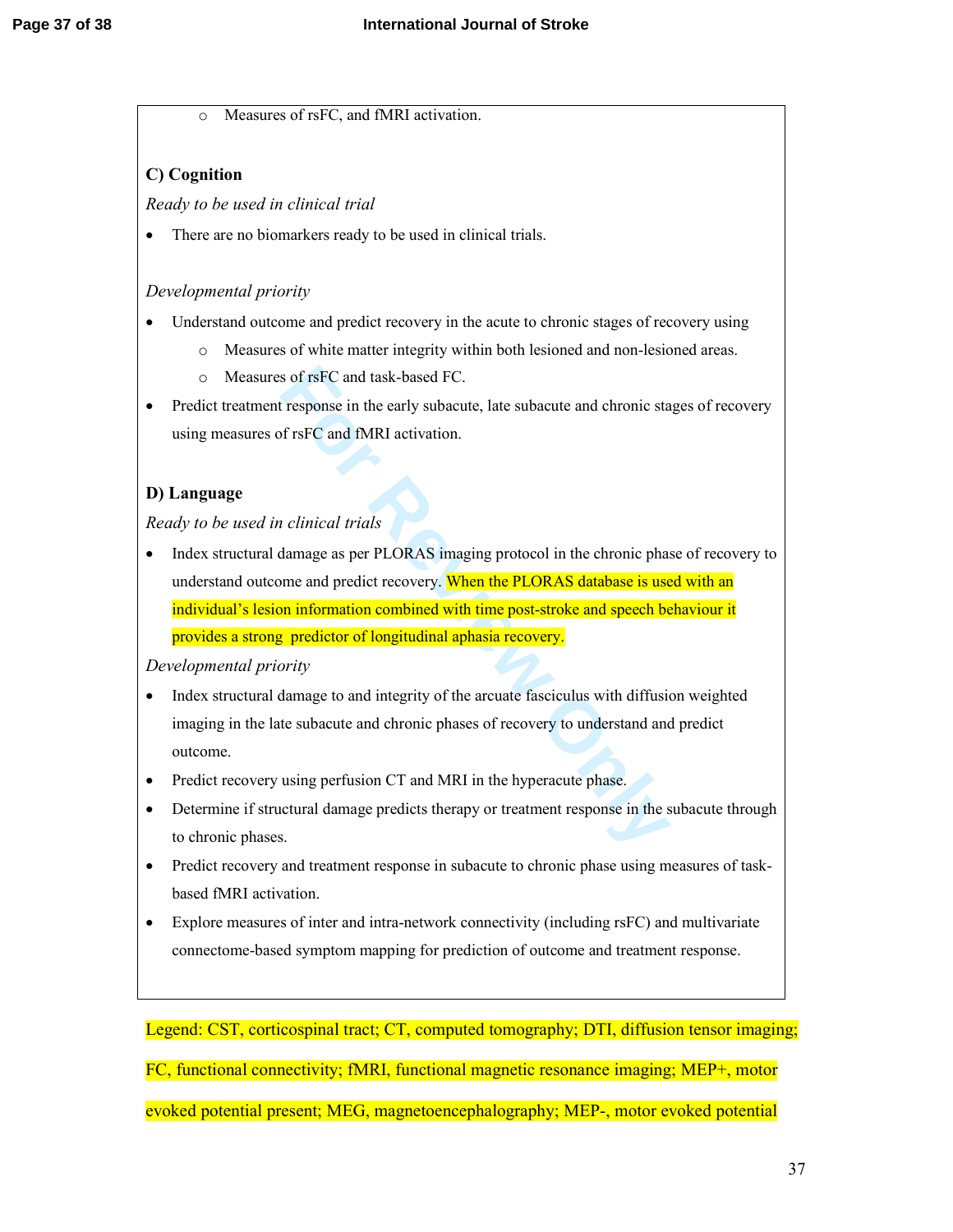- Measures of rsFC, and fMRI activation.

**C) Cognition**

*Ready to be used in clinical trial*

- There are no biomarkers ready to be used in clinical trials.

*Developmental priority*

- Understand outcome and predict recovery in the acute to chronic stages of recovery using
  - Measures of white matter integrity within both lesioned and non-lesioned areas.
  - Measures of rsFC and task-based FC.
- Predict treatment response in the early subacute, late subacute and chronic stages of recovery using measures of rsFC and fMRI activation.

**D) Language**

*Ready to be used in clinical trials*

- Index structural damage as per PLORAS imaging protocol in the chronic phase of recovery to understand outcome and predict recovery. When the PLORAS database is used with an individual's lesion information combined with time post-stroke and speech behaviour it provides a strong predictor of longitudinal aphasia recovery.

*Developmental priority*

- Index structural damage to and integrity of the arcuate fasciculus with diffusion weighted imaging in the late subacute and chronic phases of recovery to understand and predict outcome.
- Predict recovery using perfusion CT and MRI in the hyperacute phase.
- Determine if structural damage predicts therapy or treatment response in the subacute through to chronic phases.
- Predict recovery and treatment response in subacute to chronic phase using measures of task-based fMRI activation.
- Explore measures of inter and intra-network connectivity (including rsFC) and multivariate connectome-based symptom mapping for prediction of outcome and treatment response.

Legend: CST, corticospinal tract; CT, computed tomography; DTI, diffusion tensor imaging; FC, functional connectivity; fMRI, functional magnetic resonance imaging; MEP+, motor evoked potential present; MEG, magnetoencephalography; MEP-, motor evoked potential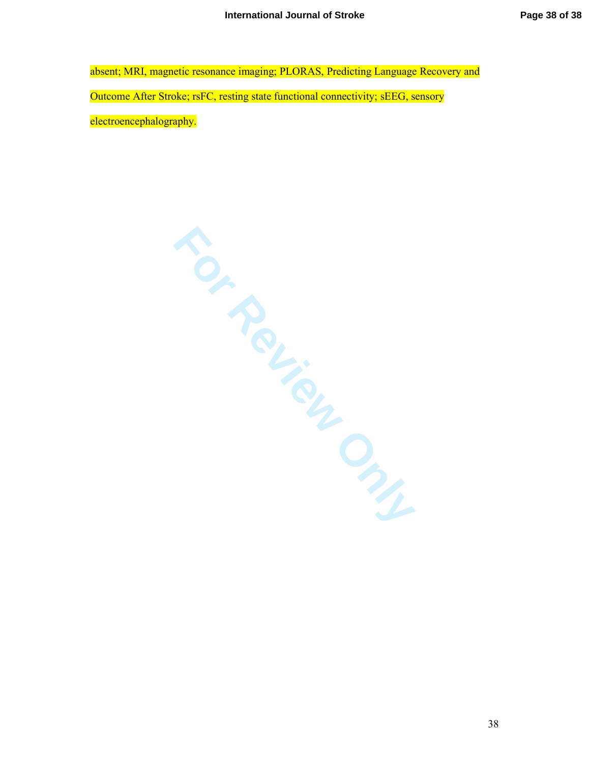absent; MRI, magnetic resonance imaging; PLORAS, Predicting Language Recovery and Outcome After Stroke; rsFC, resting state functional connectivity; sEEG, sensory electroencephalography.